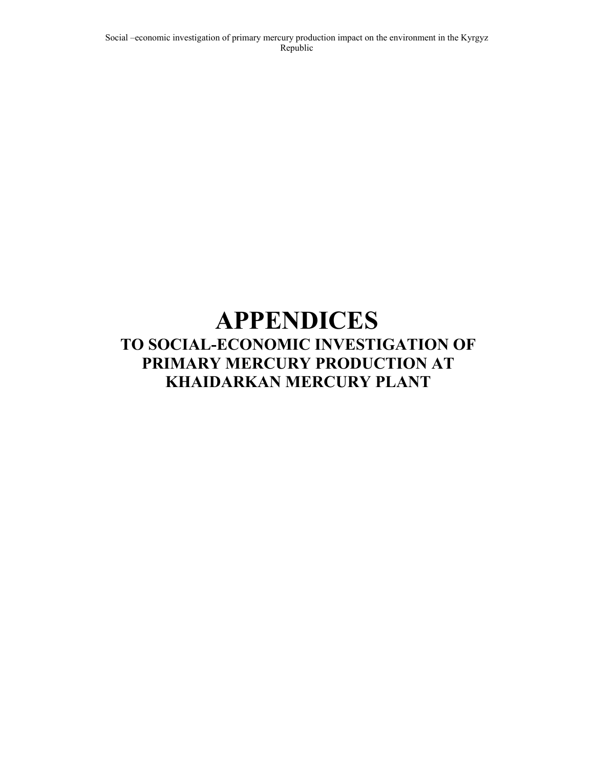# APPENDICES

## TO SOCIAL-ECONOMIC INVESTIGATION OF PRIMARY MERCURY PRODUCTION AT KHAIDARKAN MERCURY PLANT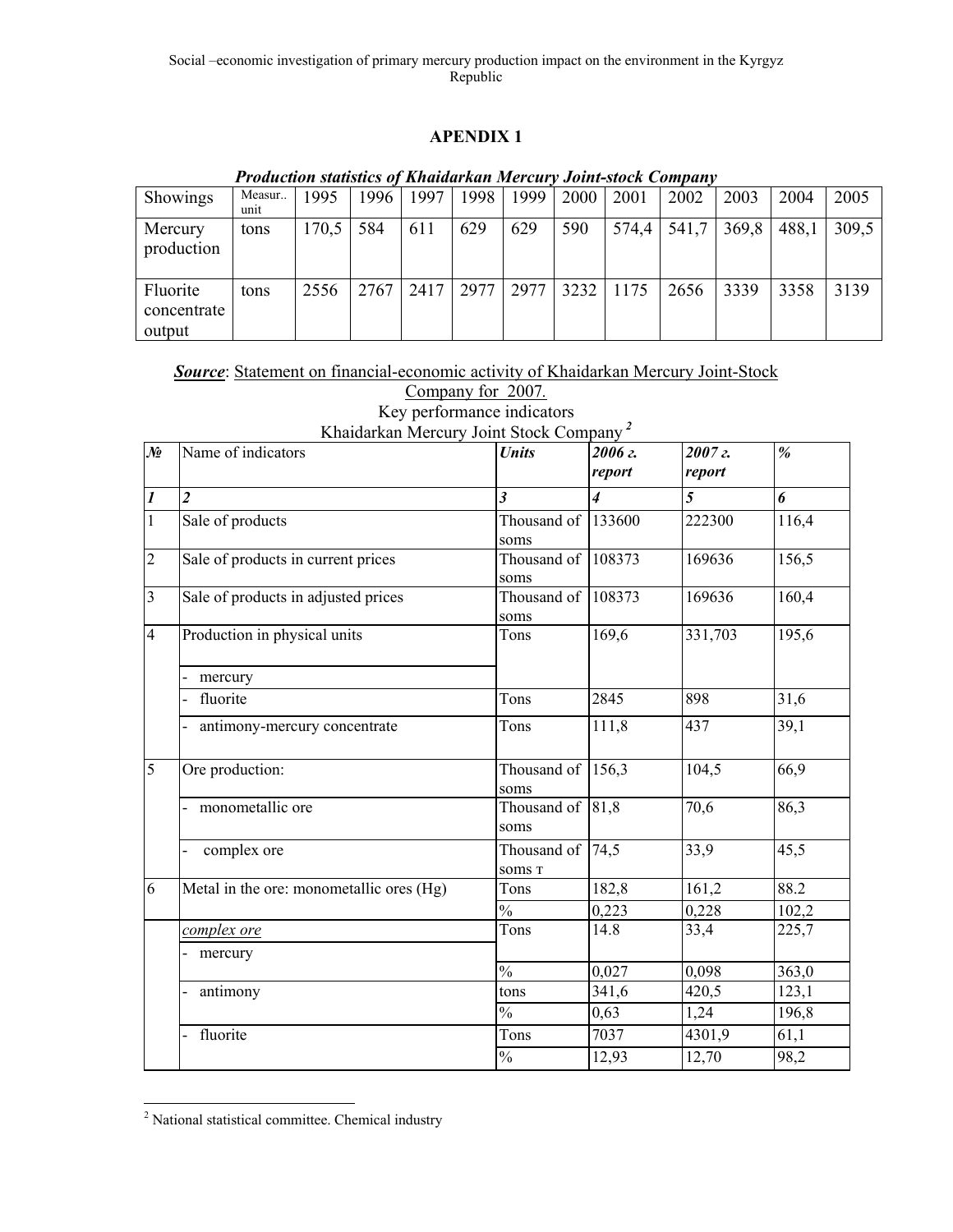## APENDIX 1

***Production statistics of Khaidarkan Mercury Joint-stock Company***

| Showings | Measur.. unit | 1995 | 1996 | 1997 | 1998 | 1999 | 2000 | 2001 | 2002 | 2003 | 2004 | 2005 |
|---|---|---|---|---|---|---|---|---|---|---|---|---|
| Mercury production | tons | 170,5 | 584 | 611 | 629 | 629 | 590 | 574,4 | 541,7 | 369,8 | 488,1 | 309,5 |
| Fluorite concentrate output | tons | 2556 | 2767 | 2417 | 2977 | 2977 | 3232 | 1175 | 2656 | 3339 | 3358 | 3139 |

***Source***: Statement on financial-economic activity of Khaidarkan Mercury Joint-Stock Company for 2007.

Key performance indicators
Khaidarkan Mercury Joint Stock Company [2]

| *№* | Name of indicators | *Units* | *2006 г. report* | *2007 г. report* | *%* |
|---|---|---|---|---|---|
| ***1*** | ***2*** | ***3*** | ***4*** | ***5*** | ***6*** |
| 1 | Sale of products | Thousand of soms | 133600 | 222300 | 116,4 |
| 2 | Sale of products in current prices | Thousand of soms | 108373 | 169636 | 156,5 |
| 3 | Sale of products in adjusted prices | Thousand of soms | 108373 | 169636 | 160,4 |
| 4 | Production in physical units<br>- mercury | Tons | 169,6 | 331,703 | 195,6 |
| | - fluorite | Tons | 2845 | 898 | 31,6 |
| | - antimony-mercury concentrate | Tons | 111,8 | 437 | 39,1 |
| 5 | Ore production: | Thousand of soms | 156,3 | 104,5 | 66,9 |
| | - monometallic ore | Thousand of soms | 81,8 | 70,6 | 86,3 |
| | - complex ore | Thousand of soms т | 74,5 | 33,9 | 45,5 |
| 6 | Metal in the ore: monometallic ores (Hg) | Tons | 182,8 | 161,2 | 88.2 |
| | | % | 0,223 | 0,228 | 102,2 |
| | *complex ore*<br>- mercury | Tons | 14.8 | 33,4 | 225,7 |
| | | % | 0,027 | 0,098 | 363,0 |
| | - antimony | tons | 341,6 | 420,5 | 123,1 |
| | | % | 0,63 | 1,24 | 196,8 |
| | - fluorite | Tons | 7037 | 4301,9 | 61,1 |
| | | % | 12,93 | 12,70 | 98,2 |

[2] National statistical committee. Chemical industry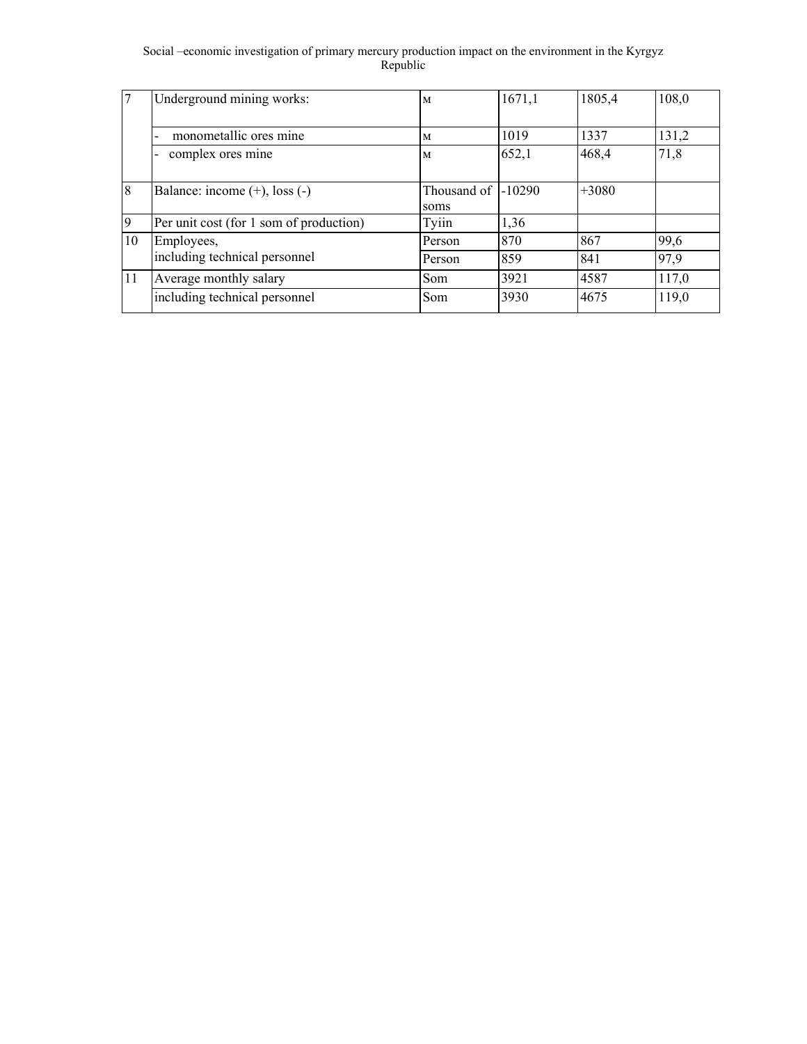| 7 | Underground mining works: | м | 1671,1 | 1805,4 | 108,0 |
|---|---|---|---|---|---|
| | - monometallic ores mine | м | 1019 | 1337 | 131,2 |
| | - complex ores mine | м | 652,1 | 468,4 | 71,8 |
| 8 | Balance: income (+), loss (-) | Thousand of soms | -10290 | +3080 | |
| 9 | Per unit cost (for 1 som of production) | Tyiin | 1,36 | | |
| 10 | Employees, | Person | 870 | 867 | 99,6 |
| | including technical personnel | Person | 859 | 841 | 97,9 |
| 11 | Average monthly salary | Som | 3921 | 4587 | 117,0 |
| | including technical personnel | Som | 3930 | 4675 | 119,0 |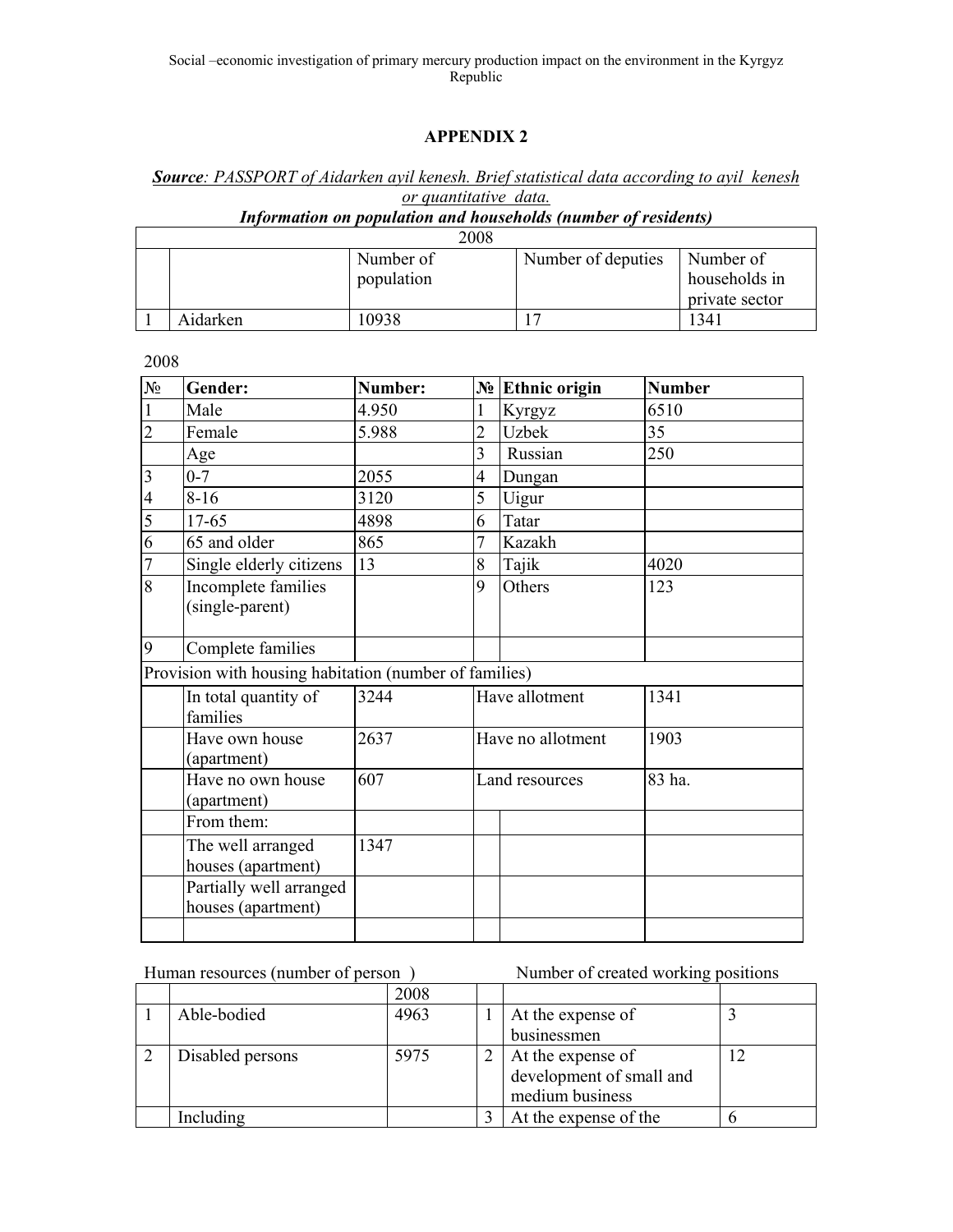## APPENDIX 2

***Source**: PASSPORT of Aidarken ayil kenesh. Brief statistical data according to ayil kenesh or quantitative data.*

***Information on population and households (number of residents)***

| 2008 | | | | |
|---|---|---|---|---|
| | | Number of population | Number of deputies | Number of households in private sector |
| 1 | Aidarken | 10938 | 17 | 1341 |

2008

| № | Gender: | Number: | № | Ethnic origin | Number |
|---|---|---|---|---|---|
| 1 | Male | 4.950 | 1 | Kyrgyz | 6510 |
| 2 | Female | 5.988 | 2 | Uzbek | 35 |
| | Age | | 3 | Russian | 250 |
| 3 | 0-7 | 2055 | 4 | Dungan | |
| 4 | 8-16 | 3120 | 5 | Uigur | |
| 5 | 17-65 | 4898 | 6 | Tatar | |
| 6 | 65 and older | 865 | 7 | Kazakh | |
| 7 | Single elderly citizens | 13 | 8 | Tajik | 4020 |
| 8 | Incomplete families (single-parent) | | 9 | Others | 123 |
| 9 | Complete families | | | | |
| Provision with housing habitation (number of families) | | | | | |
| | In total quantity of families | 3244 | Have allotment | | 1341 |
| | Have own house (apartment) | 2637 | Have no allotment | | 1903 |
| | Have no own house (apartment) | 607 | Land resources | | 83 ha. |
| | From them: | | | | |
| | The well arranged houses (apartment) | 1347 | | | |
| | Partially well arranged houses (apartment) | | | | |
| | | | | | |

Human resources (number of person ) — Number of created working positions

| | | 2008 | | | |
|---|---|---|---|---|---|
| 1 | Able-bodied | 4963 | 1 | At the expense of businessmen | 3 |
| 2 | Disabled persons | 5975 | 2 | At the expense of development of small and medium business | 12 |
| | Including | | 3 | At the expense of the | 6 |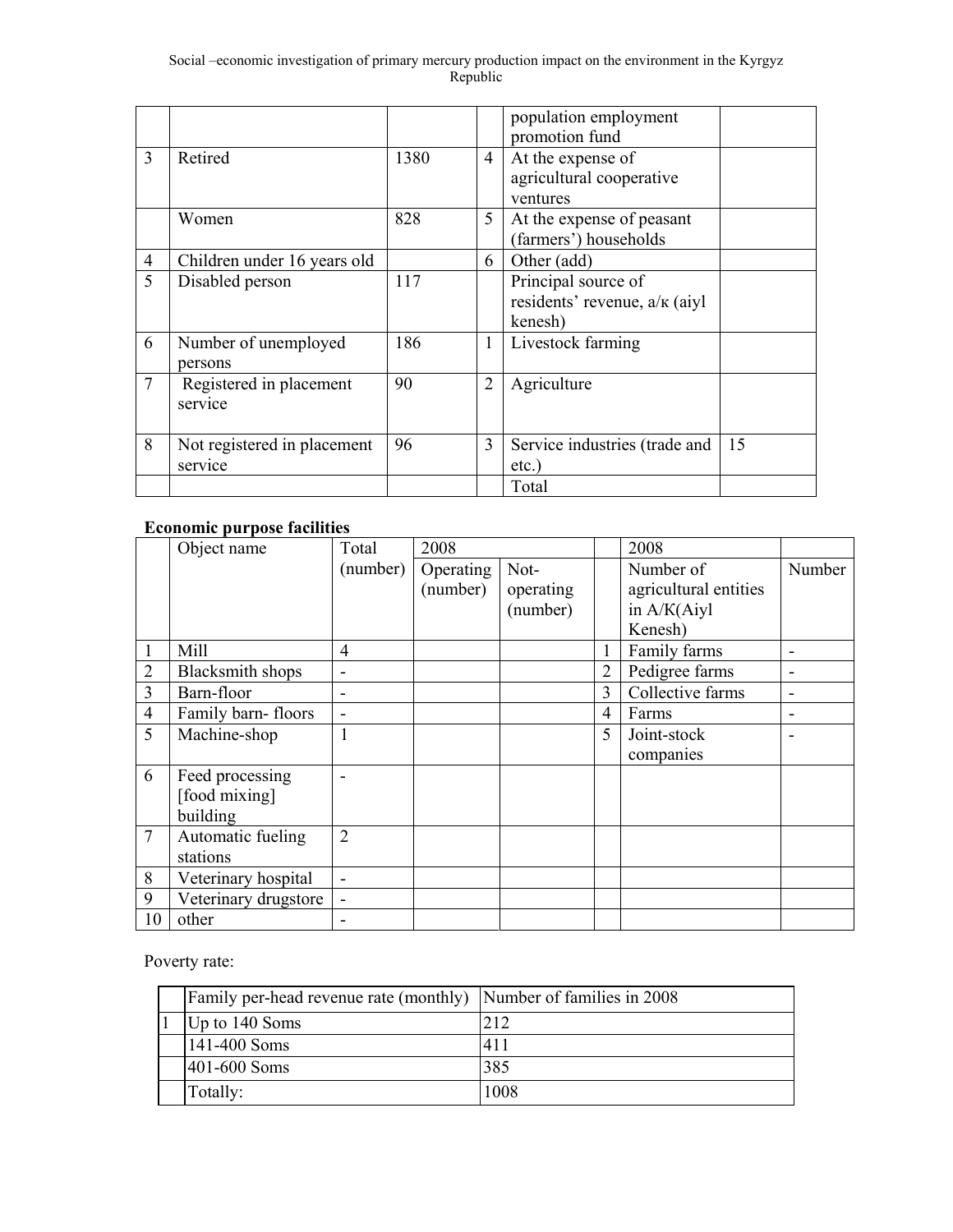| | | | | | |
|---|---|---|---|---|---|
| | | | | population employment promotion fund | |
| 3 | Retired | 1380 | 4 | At the expense of agricultural cooperative ventures | |
| | Women | 828 | 5 | At the expense of peasant (farmers') households | |
| 4 | Children under 16 years old | | 6 | Other (add) | |
| 5 | Disabled person | 117 | | Principal source of residents' revenue, а/к (aiyl kenesh) | |
| 6 | Number of unemployed persons | 186 | 1 | Livestock farming | |
| 7 | Registered in placement service | 90 | 2 | Agriculture | |
| 8 | Not registered in placement service | 96 | 3 | Service industries (trade and etc.) | 15 |
| | | | | Total | |

**Economic purpose facilities**

| | Object name | Total (number) | 2008 | | | 2008 | |
|---|---|---|---|---|---|---|---|
| | | | Operating (number) | Not-operating (number) | | Number of agricultural entities in A/K(Aiyl Kenesh) | Number |
| 1 | Mill | 4 | | | 1 | Family farms | - |
| 2 | Blacksmith shops | - | | | 2 | Pedigree farms | - |
| 3 | Barn-floor | - | | | 3 | Collective farms | - |
| 4 | Family barn- floors | - | | | 4 | Farms | - |
| 5 | Machine-shop | 1 | | | 5 | Joint-stock companies | - |
| 6 | Feed processing [food mixing] building | - | | | | | |
| 7 | Automatic fueling stations | 2 | | | | | |
| 8 | Veterinary hospital | - | | | | | |
| 9 | Veterinary drugstore | - | | | | | |
| 10 | other | - | | | | | |

Poverty rate:

| | Family per-head revenue rate (monthly) | Number of families in 2008 |
|---|---|---|
| 1 | Up to 140 Soms | 212 |
| | 141-400 Soms | 411 |
| | 401-600 Soms | 385 |
| | Totally: | 1008 |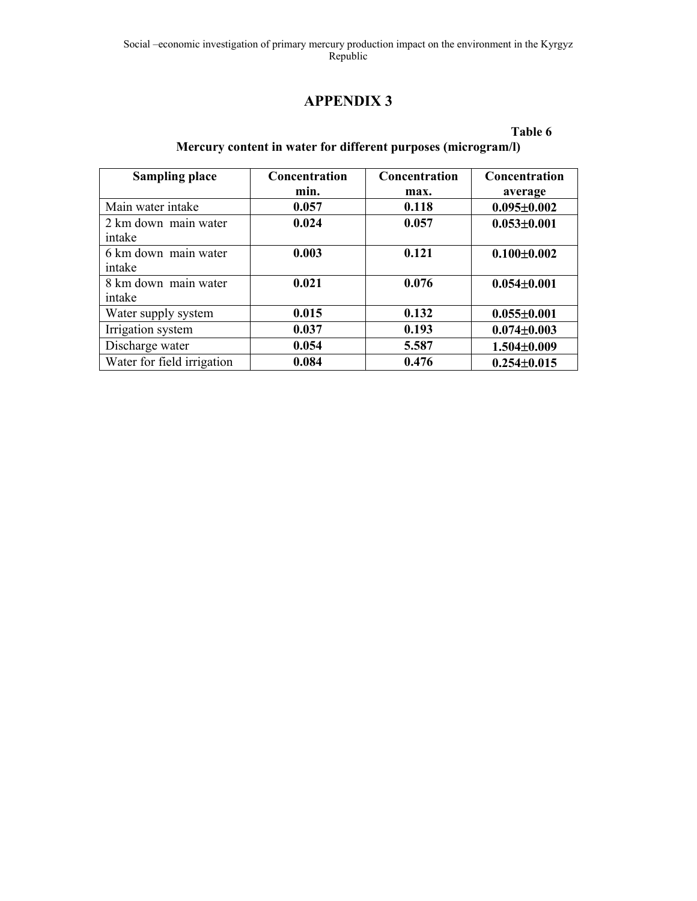# APPENDIX 3

**Table 6**

**Mercury content in water for different purposes (microgram/l)**

| Sampling place | Concentration min. | Concentration max. | Concentration average |
|---|---|---|---|
| Main water intake | **0.057** | **0.118** | **0.095±0.002** |
| 2 km down main water intake | **0.024** | **0.057** | **0.053±0.001** |
| 6 km down main water intake | **0.003** | **0.121** | **0.100±0.002** |
| 8 km down main water intake | **0.021** | **0.076** | **0.054±0.001** |
| Water supply system | **0.015** | **0.132** | **0.055±0.001** |
| Irrigation system | **0.037** | **0.193** | **0.074±0.003** |
| Discharge water | **0.054** | **5.587** | **1.504±0.009** |
| Water for field irrigation | **0.084** | **0.476** | **0.254±0.015** |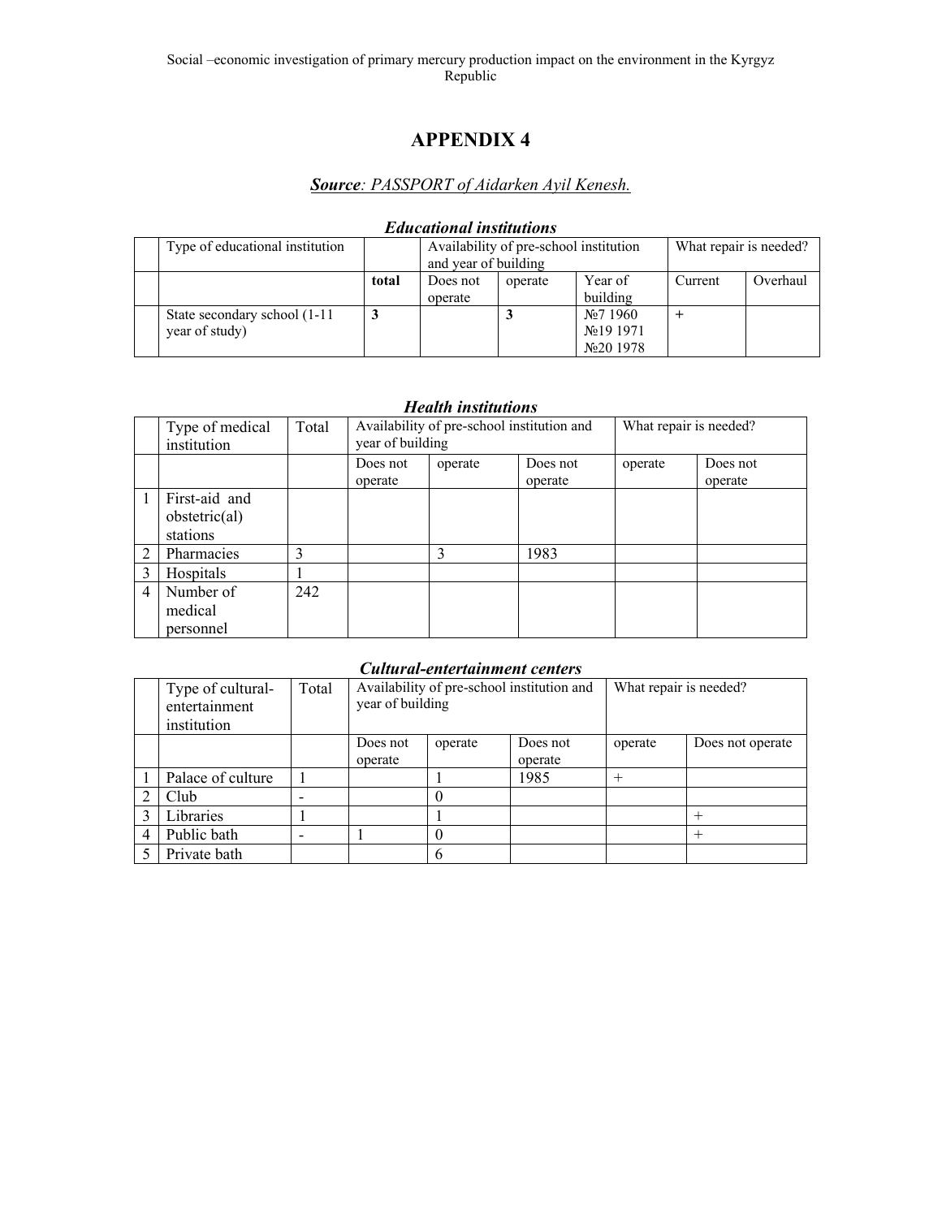# APPENDIX 4

***Source**: PASSPORT of Aidarken Ayil Kenesh.*

### *Educational institutions*

| | Type of educational institution | | Availability of pre-school institution and year of building | | | What repair is needed? | |
|---|---|---|---|---|---|---|---|
| | | **total** | Does not operate | operate | Year of building | Current | Overhaul |
| | State secondary school (1-11 year of study) | **3** | | **3** | №7 1960 №19 1971 №20 1978 | + | |

### *Health institutions*

| | Type of medical institution | Total | Availability of pre-school institution and year of building | | | What repair is needed? | |
|---|---|---|---|---|---|---|---|
| | | | Does not operate | operate | Does not operate | operate | Does not operate |
| 1 | First-aid and obstetric(al) stations | | | | | | |
| 2 | Pharmacies | 3 | | 3 | 1983 | | |
| 3 | Hospitals | 1 | | | | | |
| 4 | Number of medical personnel | 242 | | | | | |

### *Cultural-entertainment centers*

| | Type of cultural-entertainment institution | Total | Availability of pre-school institution and year of building | | | What repair is needed? | |
|---|---|---|---|---|---|---|---|
| | | | Does not operate | operate | Does not operate | operate | Does not operate |
| 1 | Palace of culture | 1 | | 1 | 1985 | + | |
| 2 | Club | - | | 0 | | | |
| 3 | Libraries | 1 | | 1 | | | + |
| 4 | Public bath | - | 1 | 0 | | | + |
| 5 | Private bath | | | 6 | | | |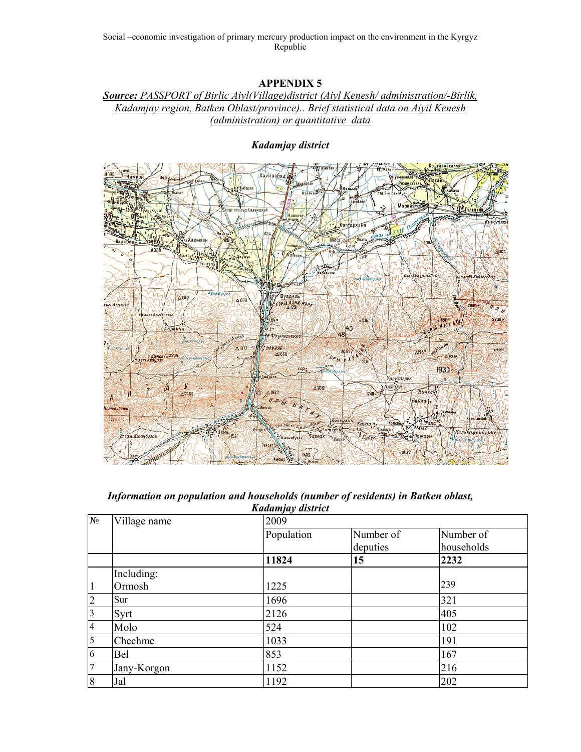**APPENDIX 5**

***Source:*** *PASSPORT of Birlic Aiyl(Village)district (Aiyl Kenesh/ administration/-Birlik, Kadamjay region, Batken Oblast/province).. Brief statistical data on Aiyil Kenesh (administration) or quantitative data*

***Kadamjay district***

***Information on population and households (number of residents) in Batken oblast, Kadamjay district***

| № | Village name | 2009 | | |
|---|---|---|---|---|
| | | Population | Number of deputies | Number of households |
| | | **11824** | **15** | **2232** |
| 1 | Including:<br>Ormosh | 1225 | | 239 |
| 2 | Sur | 1696 | | 321 |
| 3 | Syrt | 2126 | | 405 |
| 4 | Molo | 524 | | 102 |
| 5 | Chechme | 1033 | | 191 |
| 6 | Bel | 853 | | 167 |
| 7 | Jany-Korgon | 1152 | | 216 |
| 8 | Jal | 1192 | | 202 |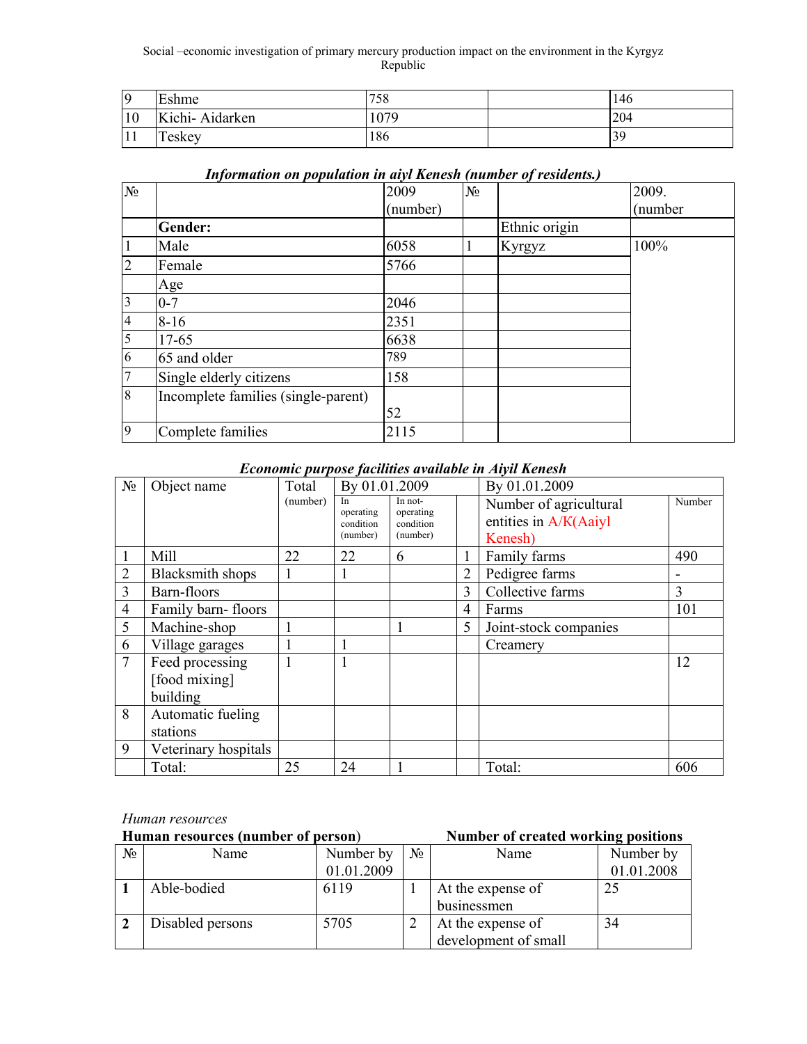| 9 | Eshme | 758 | | 146 |
|---|---|---|---|---|
| 10 | Kichi- Aidarken | 1079 | | 204 |
| 11 | Teskey | 186 | | 39 |

***Information on population in aiyl Kenesh (number of residents.)***

| № | | 2009 (number) | № | | 2009. (number |
|---|---|---|---|---|---|
| | **Gender:** | | | Ethnic origin | |
| 1 | Male | 6058 | 1 | Kyrgyz | 100% |
| 2 | Female | 5766 | | | |
| | Age | | | | |
| 3 | 0-7 | 2046 | | | |
| 4 | 8-16 | 2351 | | | |
| 5 | 17-65 | 6638 | | | |
| 6 | 65 and older | 789 | | | |
| 7 | Single elderly citizens | 158 | | | |
| 8 | Incomplete families (single-parent) | 52 | | | |
| 9 | Complete families | 2115 | | | |

***Economic purpose facilities available in Aiyil Kenesh***

| № | Object name | Total (number) | By 01.01.2009 | | | By 01.01.2009 | |
|---|---|---|---|---|---|---|---|
| | | | In operating condition (number) | In not-operating condition (number) | | Number of agricultural entities in A/K(Aaiyl Kenesh) | Number |
| 1 | Mill | 22 | 22 | 6 | 1 | Family farms | 490 |
| 2 | Blacksmith shops | 1 | 1 | | 2 | Pedigree farms | - |
| 3 | Barn-floors | | | | 3 | Collective farms | 3 |
| 4 | Family barn- floors | | | | 4 | Farms | 101 |
| 5 | Machine-shop | 1 | | 1 | 5 | Joint-stock companies | |
| 6 | Village garages | 1 | 1 | | | Creamery | |
| 7 | Feed processing [food mixing] building | 1 | 1 | | | | 12 |
| 8 | Automatic fueling stations | | | | | | |
| 9 | Veterinary hospitals | | | | | | |
| | Total: | 25 | 24 | 1 | | Total: | 606 |

*Human resources*

**Human resources (number of person)** **Number of created working positions**

| № | Name | Number by 01.01.2009 | № | Name | Number by 01.01.2008 |
|---|---|---|---|---|---|
| **1** | Able-bodied | 6119 | 1 | At the expense of businessmen | 25 |
| **2** | Disabled persons | 5705 | 2 | At the expense of development of small | 34 |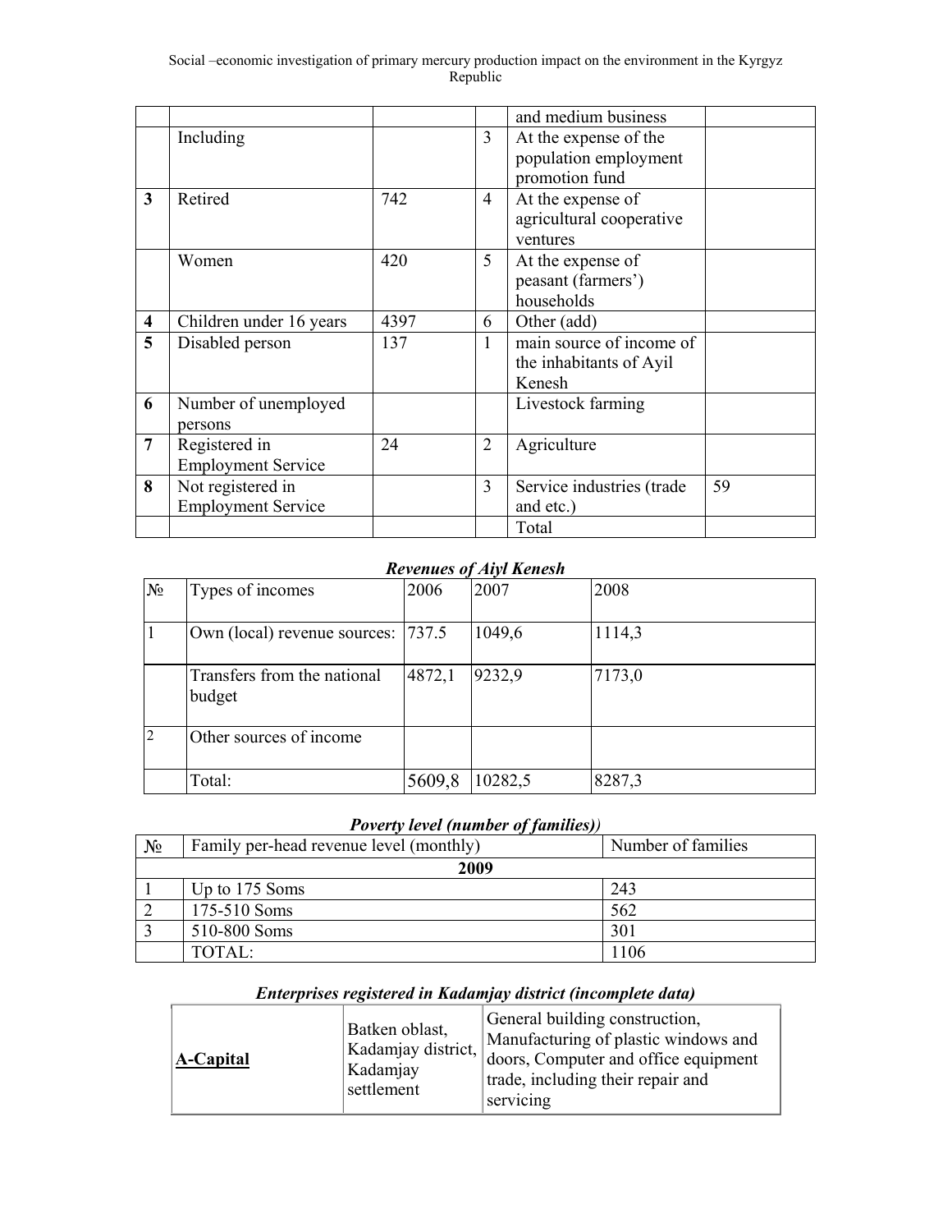|  |  |  |  | and medium business |  |
|---|---|---|---|---|---|
|  | Including |  | 3 | At the expense of the population employment promotion fund |  |
| **3** | Retired | 742 | 4 | At the expense of agricultural cooperative ventures |  |
|  | Women | 420 | 5 | At the expense of peasant (farmers') households |  |
| **4** | Children under 16 years | 4397 | 6 | Other (add) |  |
| **5** | Disabled person | 137 | 1 | main source of income of the inhabitants of Ayil Kenesh |  |
| **6** | Number of unemployed persons |  |  | Livestock farming |  |
| **7** | Registered in Employment Service | 24 | 2 | Agriculture |  |
| **8** | Not registered in Employment Service |  | 3 | Service industries (trade and etc.) | 59 |
|  |  |  |  | Total |  |

***Revenues of Aiyl Kenesh***

| № | Types of incomes | 2006 | 2007 | 2008 |
|---|---|---|---|---|
| 1 | Own (local) revenue sources: | 737.5 | 1049,6 | 1114,3 |
|  | Transfers from the national budget | 4872,1 | 9232,9 | 7173,0 |
| 2 | Other sources of income |  |  |  |
|  | Total: | 5609,8 | 10282,5 | 8287,3 |

***Poverty level (number of families))***

| № | Family per-head revenue level (monthly) | Number of families |
|---|---|---|
| **2009** |  |  |
| 1 | Up to 175 Soms | 243 |
| 2 | 175-510 Soms | 562 |
| 3 | 510-800 Soms | 301 |
|  | TOTAL: | 1106 |

***Enterprises registered in Kadamjay district (incomplete data)***

|  |  |  |
|---|---|---|
| **A-Capital** | Batken oblast, Kadamjay district, Kadamjay settlement | General building construction, Manufacturing of plastic windows and doors, Computer and office equipment trade, including their repair and servicing |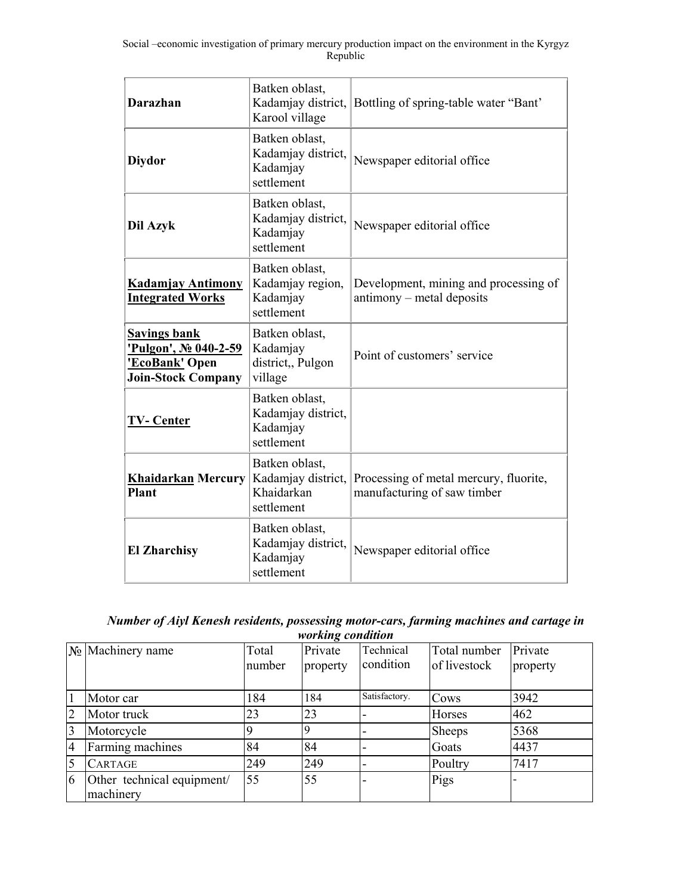| **Darazhan** | Batken oblast, Kadamjay district, Karool village | Bottling of spring-table water “Bant’ |
|---|---|---|
| **Diydor** | Batken oblast, Kadamjay district, Kadamjay settlement | Newspaper editorial office |
| **Dil Azyk** | Batken oblast, Kadamjay district, Kadamjay settlement | Newspaper editorial office |
| **Kadamjay Antimony Integrated Works** | Batken oblast, Kadamjay region, Kadamjay settlement | Development, mining and processing of antimony – metal deposits |
| **Savings bank 'Pulgon', № 040-2-59 'EcoBank' Open Join-Stock Company** | Batken oblast, Kadamjay district,, Pulgon village | Point of customers’ service |
| **TV- Center** | Batken oblast, Kadamjay district, Kadamjay settlement | |
| **Khaidarkan Mercury Plant** | Batken oblast, Kadamjay district, Khaidarkan settlement | Processing of metal mercury, fluorite, manufacturing of saw timber |
| **El Zharchisy** | Batken oblast, Kadamjay district, Kadamjay settlement | Newspaper editorial office |

***Number of Aiyl Kenesh residents, possessing motor-cars, farming machines and cartage in working condition***

| № | Machinery name | Total number | Private property | Technical condition | Total number of livestock | Private property |
|---|---|---|---|---|---|---|
| 1 | Motor car | 184 | 184 | Satisfactory. | Cows | 3942 |
| 2 | Motor truck | 23 | 23 | - | Horses | 462 |
| 3 | Motorcycle | 9 | 9 | - | Sheeps | 5368 |
| 4 | Farming machines | 84 | 84 | - | Goats | 4437 |
| 5 | CARTAGE | 249 | 249 | - | Poultry | 7417 |
| 6 | Other technical equipment/ machinery | 55 | 55 | - | Pigs | - |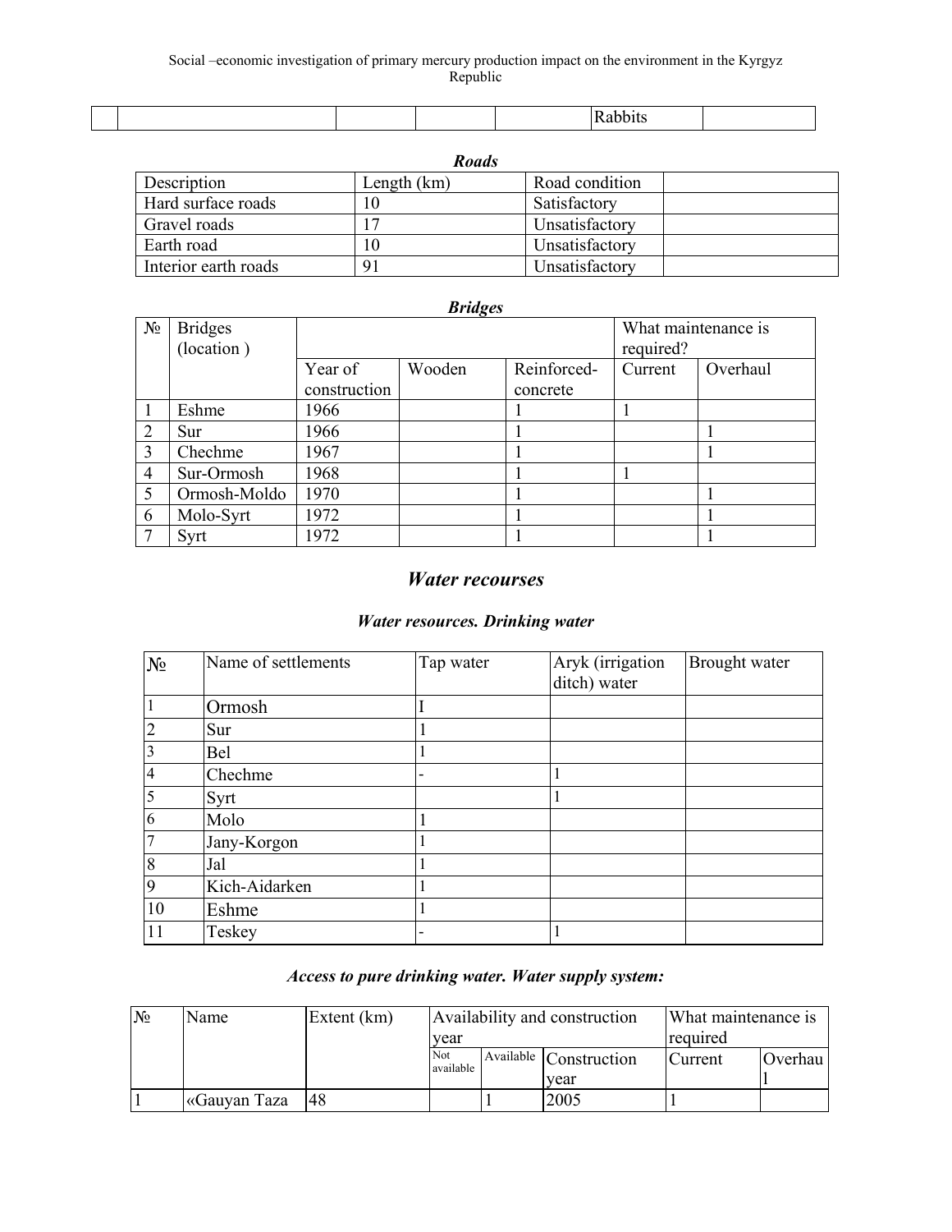|  |  |  |  |  | Rabbits |  |
|---|---|---|---|---|---|---|

***Roads***

| Description | Length (km) | Road condition |  |
|---|---|---|---|
| Hard surface roads | 10 | Satisfactory |  |
| Gravel roads | 17 | Unsatisfactory |  |
| Earth road | 10 | Unsatisfactory |  |
| Interior earth roads | 91 | Unsatisfactory |  |

***Bridges***

| № | Bridges (location ) |  |  |  | What maintenance is required? |  |
|---|---|---|---|---|---|---|
|  |  | Year of construction | Wooden | Reinforced-concrete | Current | Overhaul |
| 1 | Eshme | 1966 |  | 1 | 1 |  |
| 2 | Sur | 1966 |  | 1 |  | 1 |
| 3 | Chechme | 1967 |  | 1 |  | 1 |
| 4 | Sur-Ormosh | 1968 |  | 1 | 1 |  |
| 5 | Ormosh-Moldo | 1970 |  | 1 |  | 1 |
| 6 | Molo-Syrt | 1972 |  | 1 |  | 1 |
| 7 | Syrt | 1972 |  | 1 |  | 1 |

## *Water recourses*

### *Water resources. Drinking water*

| № | Name of settlements | Tap water | Aryk (irrigation ditch) water | Brought water |
|---|---|---|---|---|
| 1 | Ormosh | I |  |  |
| 2 | Sur | 1 |  |  |
| 3 | Bel | 1 |  |  |
| 4 | Chechme | - | 1 |  |
| 5 | Syrt |  | 1 |  |
| 6 | Molo | 1 |  |  |
| 7 | Jany-Korgon | 1 |  |  |
| 8 | Jal | 1 |  |  |
| 9 | Kich-Aidarken | 1 |  |  |
| 10 | Eshme | 1 |  |  |
| 11 | Teskey | - | 1 |  |

### *Access to pure drinking water. Water supply system:*

| № | Name | Extent (km) | Availability and construction year |  |  | What maintenance is required |  |
|---|---|---|---|---|---|---|---|
|  |  |  | Not available | Available | Construction year | Current | Overhaul |
| 1 | «Gauyan Taza | 48 |  | 1 | 2005 | 1 |  |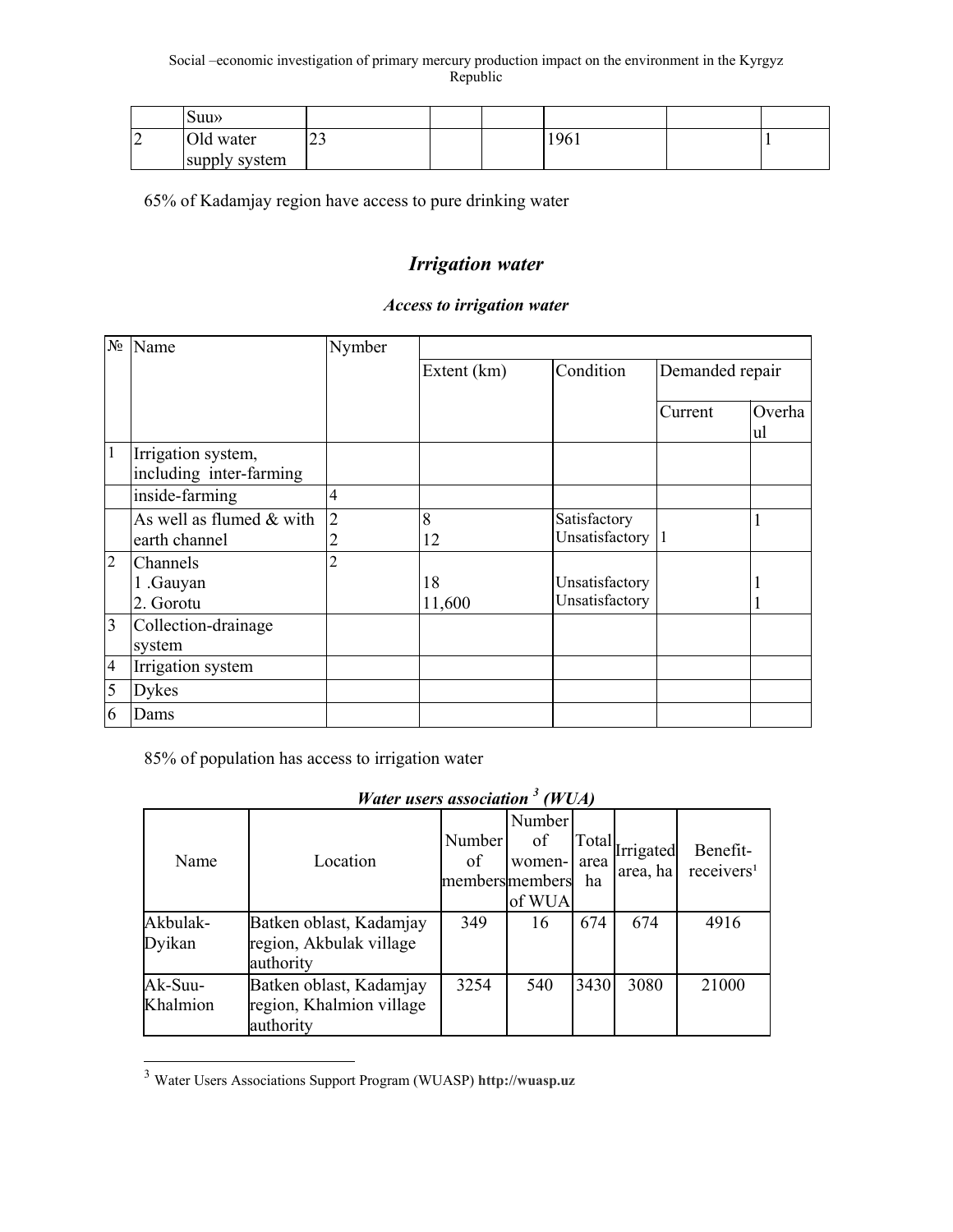| | Suu» | | | | | | |
|---|---|---|---|---|---|---|---|
| 2 | Old water supply system | 23 | | | 1961 | | 1 |

65% of Kadamjay region have access to pure drinking water

## *Irrigation water*

### *Access to irrigation water*

| № | Name | Nymber | Extent (km) | Condition | Demanded repair | |
|---|---|---|---|---|---|---|
| | | | | | Current | Overhaul |
| 1 | Irrigation system, including inter-farming | | | | | |
| | inside-farming | 4 | | | | |
| | As well as flumed & with earth channel | 2<br>2 | 8<br>12 | Satisfactory<br>Unsatisfactory | 1 | 1 |
| 2 | Channels<br>1 .Gauyan<br>2. Gorotu | 2 | 18<br>11,600 | Unsatisfactory<br>Unsatisfactory | | 1<br>1 |
| 3 | Collection-drainage system | | | | | |
| 4 | Irrigation system | | | | | |
| 5 | Dykes | | | | | |
| 6 | Dams | | | | | |

85% of population has access to irrigation water

### *Water users association [3] (WUA)*

| Name | Location | Number of members | Number of women-members of WUA | Total area ha | Irrigated area, ha | Benefit-receivers[1] |
|---|---|---|---|---|---|---|
| Akbulak-Dyikan | Batken oblast, Kadamjay region, Akbulak village authority | 349 | 16 | 674 | 674 | 4916 |
| Ak-Suu-Khalmion | Batken oblast, Kadamjay region, Khalmion village authority | 3254 | 540 | 3430 | 3080 | 21000 |

[3] Water Users Associations Support Program (WUASP) **http://wuasp.uz**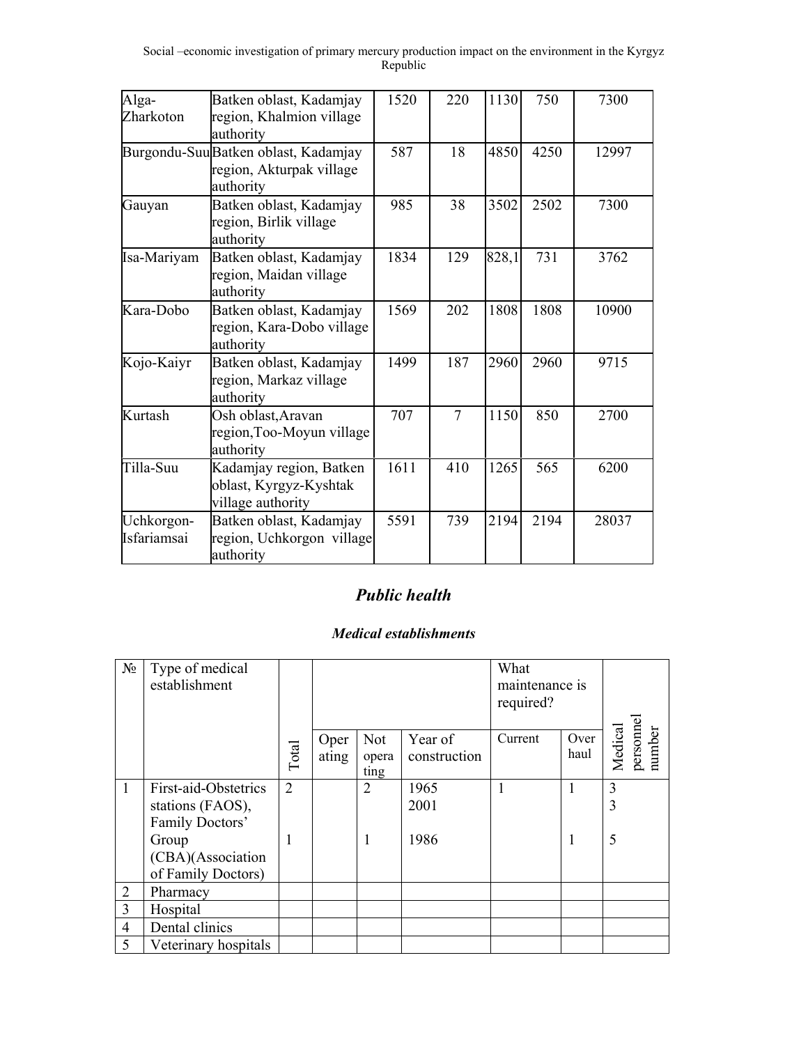| | | | | | | |
|---|---|---|---|---|---|---|
| Alga-Zharkoton | Batken oblast, Kadamjay region, Khalmion village authority | 1520 | 220 | 1130 | 750 | 7300 |
| Burgondu-Suu | Batken oblast, Kadamjay region, Akturpak village authority | 587 | 18 | 4850 | 4250 | 12997 |
| Gauyan | Batken oblast, Kadamjay region, Birlik village authority | 985 | 38 | 3502 | 2502 | 7300 |
| Isa-Mariyam | Batken oblast, Kadamjay region, Maidan village authority | 1834 | 129 | 828,1 | 731 | 3762 |
| Kara-Dobo | Batken oblast, Kadamjay region, Kara-Dobo village authority | 1569 | 202 | 1808 | 1808 | 10900 |
| Kojo-Kaiyr | Batken oblast, Kadamjay region, Markaz village authority | 1499 | 187 | 2960 | 2960 | 9715 |
| Kurtash | Osh oblast,Aravan region,Too-Moyun village authority | 707 | 7 | 1150 | 850 | 2700 |
| Tilla-Suu | Kadamjay region, Batken oblast, Kyrgyz-Kyshtak village authority | 1611 | 410 | 1265 | 565 | 6200 |
| Uchkorgon-Isfariamsai | Batken oblast, Kadamjay region, Uchkorgon village authority | 5591 | 739 | 2194 | 2194 | 28037 |

## Public health

### Medical establishments

| № | Type of medical establishment | Total | | | | What maintenance is required? | | Medical personnel number |
|---|---|---|---|---|---|---|---|---|
| | | | Operating | Not operating | Year of construction | Current | Overhaul | |
| 1 | First-aid-Obstetrics stations (FAOS), Family Doctors' Group (CBA)(Association of Family Doctors) | 2<br><br><br>1 | | 2<br><br><br>1 | 1965<br>2001<br><br>1986 | 1 | 1<br><br><br>1 | 3<br>3<br><br>5 |
| 2 | Pharmacy | | | | | | | |
| 3 | Hospital | | | | | | | |
| 4 | Dental clinics | | | | | | | |
| 5 | Veterinary hospitals | | | | | | | |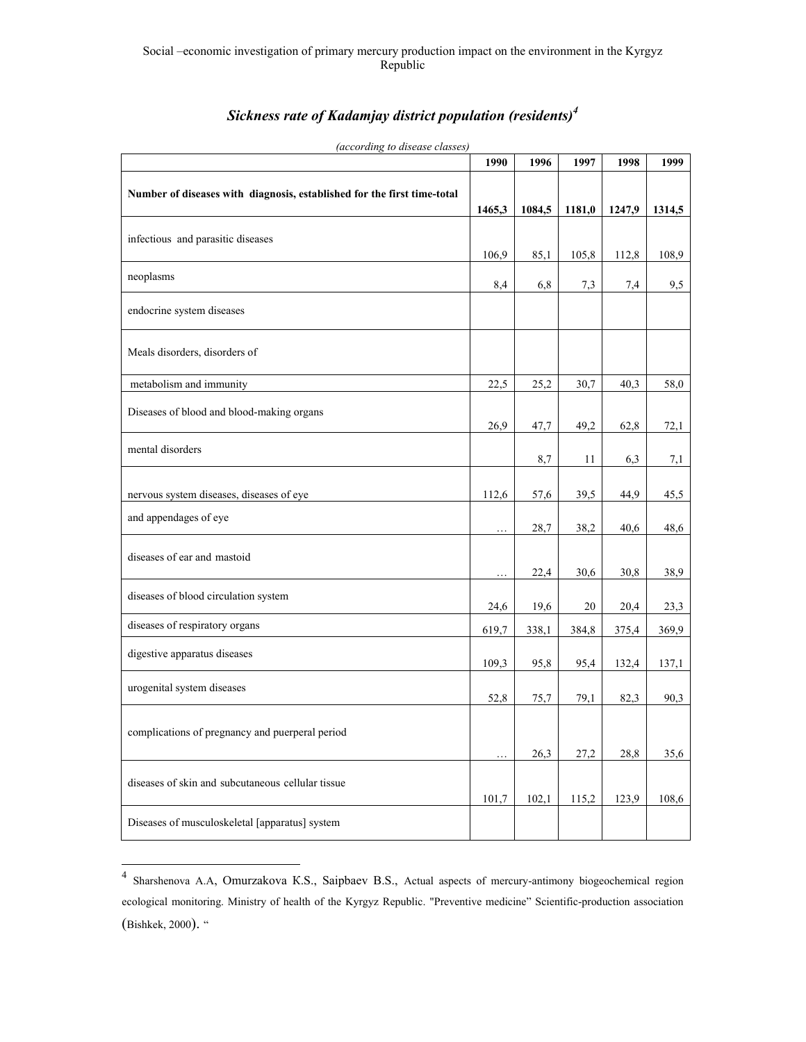## *Sickness rate of Kadamjay district population (residents)[4]*

*(according to disease classes)*

| | 1990 | 1996 | 1997 | 1998 | 1999 |
|---|---|---|---|---|---|
| **Number of diseases with diagnosis, established for the first time-total** | **1465,3** | **1084,5** | **1181,0** | **1247,9** | **1314,5** |
| infectious and parasitic diseases | 106,9 | 85,1 | 105,8 | 112,8 | 108,9 |
| neoplasms | 8,4 | 6,8 | 7,3 | 7,4 | 9,5 |
| endocrine system diseases | | | | | |
| Meals disorders, disorders of | | | | | |
| metabolism and immunity | 22,5 | 25,2 | 30,7 | 40,3 | 58,0 |
| Diseases of blood and blood-making organs | 26,9 | 47,7 | 49,2 | 62,8 | 72,1 |
| mental disorders | | 8,7 | 11 | 6,3 | 7,1 |
| nervous system diseases, diseases of eye | 112,6 | 57,6 | 39,5 | 44,9 | 45,5 |
| and appendages of eye | … | 28,7 | 38,2 | 40,6 | 48,6 |
| diseases of ear and mastoid | … | 22,4 | 30,6 | 30,8 | 38,9 |
| diseases of blood circulation system | 24,6 | 19,6 | 20 | 20,4 | 23,3 |
| diseases of respiratory organs | 619,7 | 338,1 | 384,8 | 375,4 | 369,9 |
| digestive apparatus diseases | 109,3 | 95,8 | 95,4 | 132,4 | 137,1 |
| urogenital system diseases | 52,8 | 75,7 | 79,1 | 82,3 | 90,3 |
| complications of pregnancy and puerperal period | … | 26,3 | 27,2 | 28,8 | 35,6 |
| diseases of skin and subcutaneous cellular tissue | 101,7 | 102,1 | 115,2 | 123,9 | 108,6 |
| Diseases of musculoskeletal [apparatus] system | | | | | |

[4] Sharshenova A.A, Omurzakova K.S., Saipbaev B.S., Actual aspects of mercury-antimony biogeochemical region ecological monitoring. Ministry of health of the Kyrgyz Republic. "Preventive medicine" Scientific-production association (Bishkek, 2000). "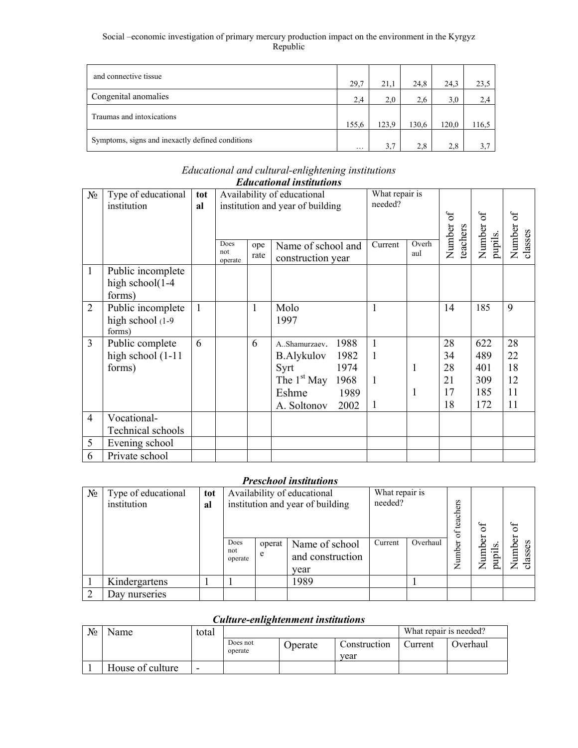| | | | | | |
|---|---|---|---|---|---|
| and connective tissue | 29,7 | 21,1 | 24,8 | 24,3 | 23,5 |
| Congenital anomalies | 2,4 | 2,0 | 2,6 | 3,0 | 2,4 |
| Traumas and intoxications | 155,6 | 123,9 | 130,6 | 120,0 | 116,5 |
| Symptoms, signs and inexactly defined conditions | … | 3,7 | 2,8 | 2,8 | 3,7 |

## *Educational and cultural-enlightening institutions*

### ***Educational institutions***

| № | Type of educational institution | total | Availability of educational institution and year of building | | | What repair is needed? | | Number of teachers | Number of pupils. | Number of classes |
|---|---|---|---|---|---|---|---|---|---|---|
| | | | Does not operate | operate | Name of school and construction year | Current | Overhaul | | | |
| 1 | Public incomplete high school(1-4 forms) | | | | | | | | | |
| 2 | Public incomplete high school (1-9 forms) | 1 | | 1 | Molo 1997 | 1 | | 14 | 185 | 9 |
| 3 | Public complete high school (1-11 forms) | 6 | | 6 | A..Shamurzaev. 1988<br>B.Alykulov 1982<br>Syrt 1974<br>The 1st May 1968<br>Eshme 1989<br>A. Soltonov 2002 | 1<br>1<br><br>1<br><br>1 | <br><br>1<br><br>1<br> | 28<br>34<br>28<br>21<br>17<br>18 | 622<br>489<br>401<br>309<br>185<br>172 | 28<br>22<br>18<br>12<br>11<br>11 |
| 4 | Vocational-Technical schools | | | | | | | | | |
| 5 | Evening school | | | | | | | | | |
| 6 | Private school | | | | | | | | | |

### ***Preschool institutions***

| № | Type of educational institution | total | Availability of educational institution and year of building | | | What repair is needed? | | Number of teachers | Number of pupils. | Number of classes |
|---|---|---|---|---|---|---|---|---|---|---|
| | | | Does not operate | operate | Name of school and construction year | Current | Overhaul | | | |
| 1 | Kindergartens | 1 | 1 | | 1989 | | 1 | | | |
| 2 | Day nurseries | | | | | | | | | |

### ***Culture-enlightenment institutions***

| № | Name | total | | | | What repair is needed? | |
|---|---|---|---|---|---|---|---|
| | | | Does not operate | Operate | Construction year | Current | Overhaul |
| 1 | House of culture | - | | | | | |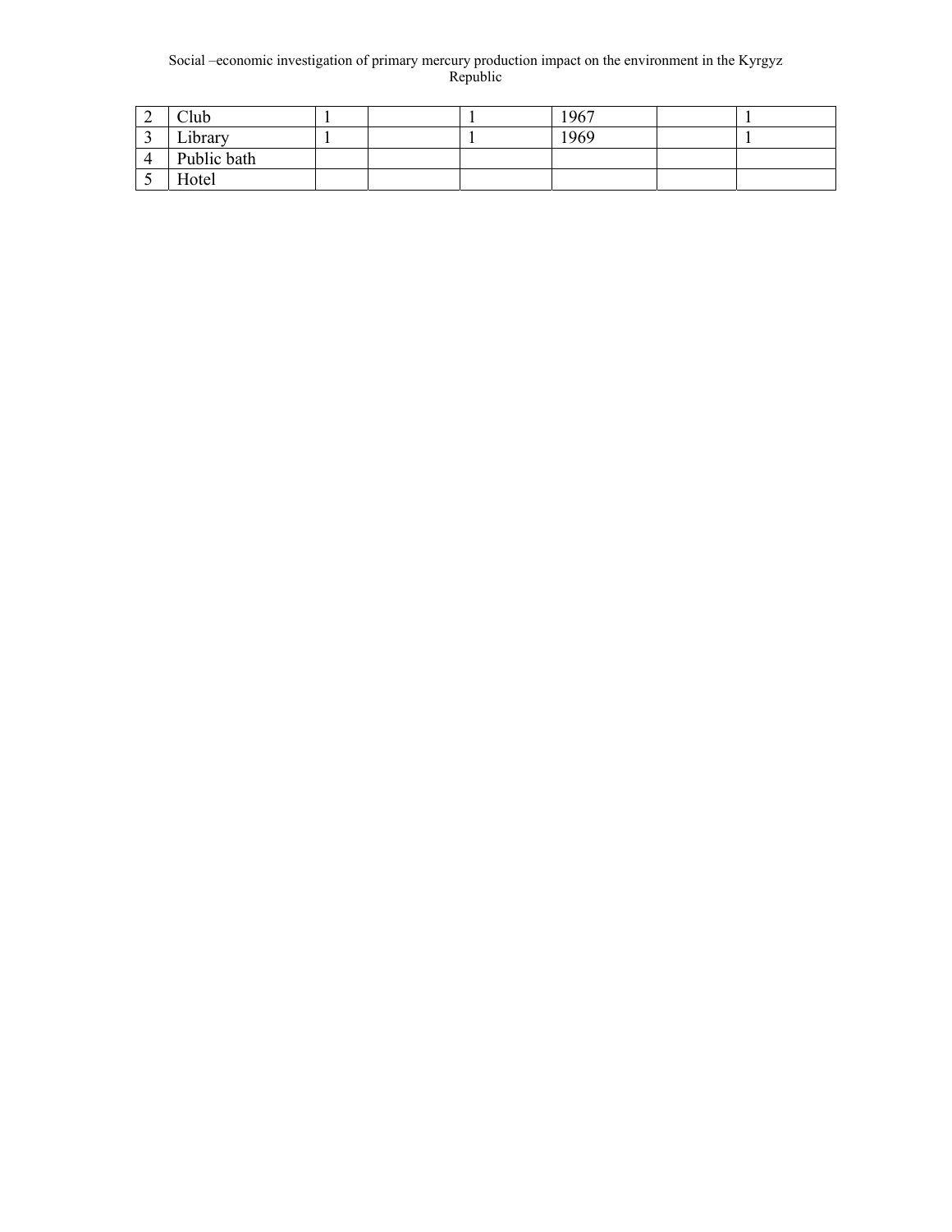| | | | | | | | |
|---|---|---|---|---|---|---|---|
| 2 | Club | 1 | | 1 | 1967 | | 1 |
| 3 | Library | 1 | | 1 | 1969 | | 1 |
| 4 | Public bath | | | | | | |
| 5 | Hotel | | | | | | |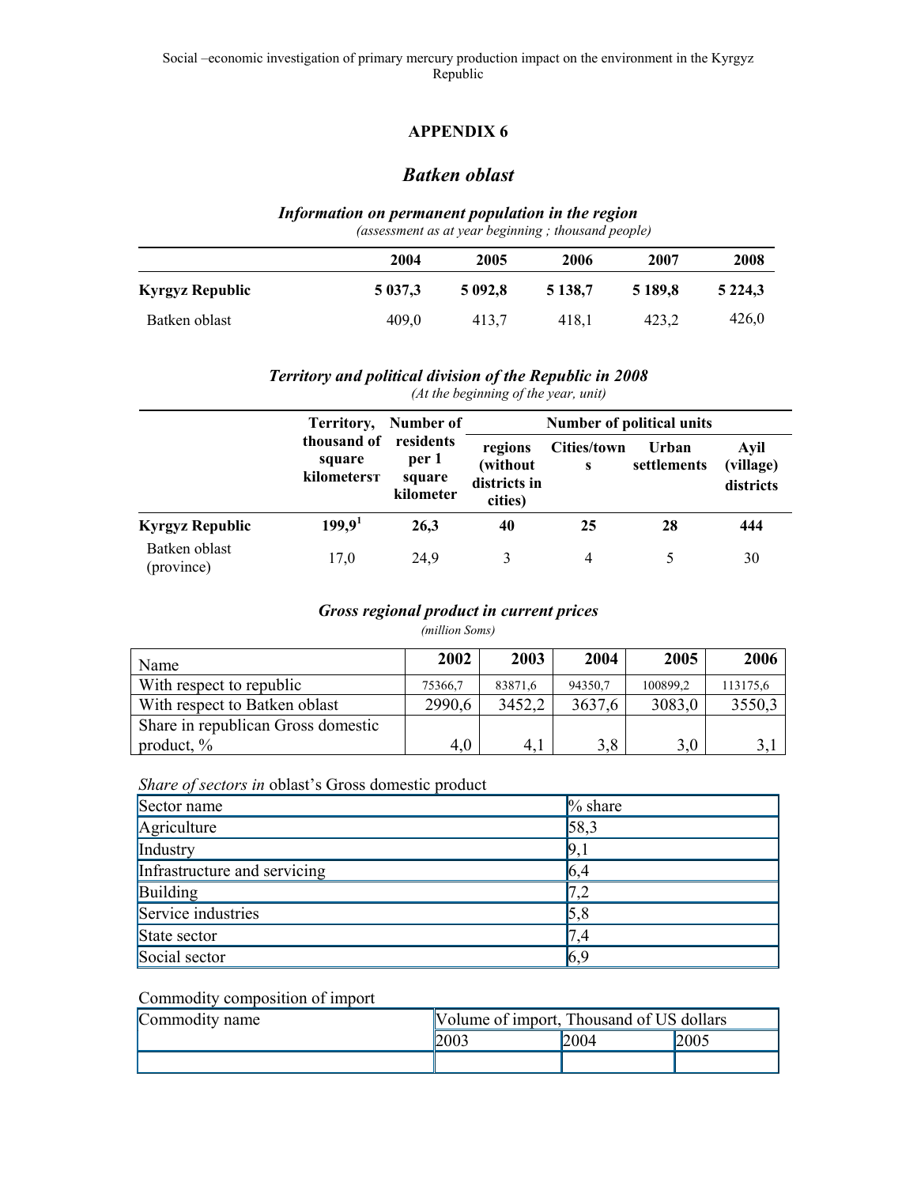## APPENDIX 6

## *Batken oblast*

### *Information on permanent population in the region*

*(assessment as at year beginning ; thousand people)*

| | 2004 | 2005 | 2006 | 2007 | 2008 |
|---|---|---|---|---|---|
| **Kyrgyz Republic** | **5 037,3** | **5 092,8** | **5 138,7** | **5 189,8** | **5 224,3** |
| Batken oblast | 409,0 | 413,7 | 418,1 | 423,2 | 426,0 |

### *Territory and political division of the Republic in 2008*

*(At the beginning of the year, unit)*

| | Territory, thousand of square kilometersт | Number of residents per 1 square kilometer | Number of political units | | | |
|---|---|---|---|---|---|---|
| | | | regions (without districts in cities) | Cities/towns | Urban settlements | Ayil (village) districts |
| **Kyrgyz Republic** | **199,9**[1] | **26,3** | **40** | **25** | **28** | **444** |
| Batken oblast (province) | 17,0 | 24,9 | 3 | 4 | 5 | 30 |

### *Gross regional product in current prices*

*(million Soms)*

| Name | 2002 | 2003 | 2004 | 2005 | 2006 |
|---|---|---|---|---|---|
| With respect to republic | 75366,7 | 83871,6 | 94350,7 | 100899,2 | 113175,6 |
| With respect to Batken oblast | 2990,6 | 3452,2 | 3637,6 | 3083,0 | 3550,3 |
| Share in republican Gross domestic product, % | 4,0 | 4,1 | 3,8 | 3,0 | 3,1 |

*Share of sectors in* oblast's Gross domestic product

| Sector name | % share |
|---|---|
| Agriculture | 58,3 |
| Industry | 9,1 |
| Infrastructure and servicing | 6,4 |
| Building | 7,2 |
| Service industries | 5,8 |
| State sector | 7,4 |
| Social sector | 6,9 |

Commodity composition of import

| Commodity name | Volume of import, Thousand of US dollars | | |
|---|---|---|---|
| | 2003 | 2004 | 2005 |
| | | | |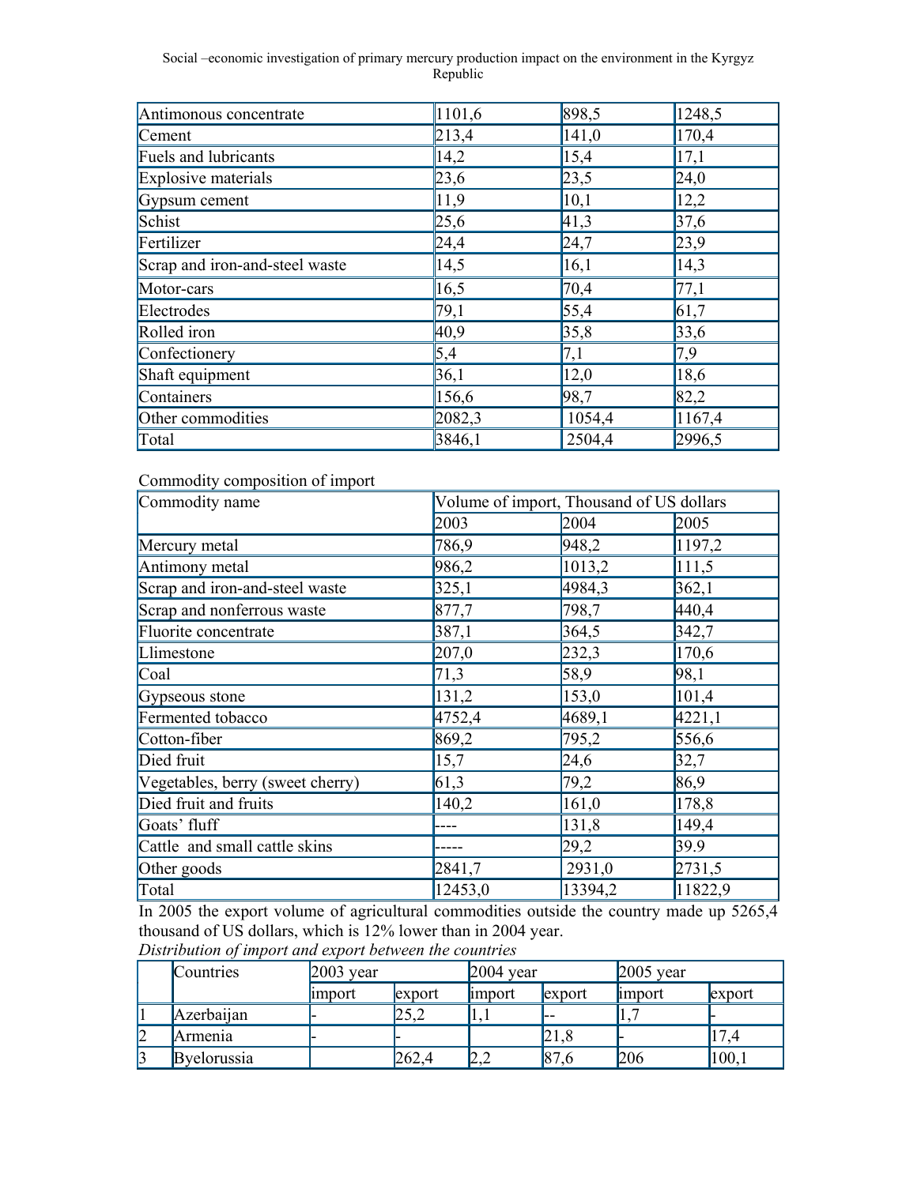| | | | |
|---|---|---|---|
| Antimonous concentrate | 1101,6 | 898,5 | 1248,5 |
| Cement | 213,4 | 141,0 | 170,4 |
| Fuels and lubricants | 14,2 | 15,4 | 17,1 |
| Explosive materials | 23,6 | 23,5 | 24,0 |
| Gypsum cement | 11,9 | 10,1 | 12,2 |
| Schist | 25,6 | 41,3 | 37,6 |
| Fertilizer | 24,4 | 24,7 | 23,9 |
| Scrap and iron-and-steel waste | 14,5 | 16,1 | 14,3 |
| Motor-cars | 16,5 | 70,4 | 77,1 |
| Electrodes | 79,1 | 55,4 | 61,7 |
| Rolled iron | 40,9 | 35,8 | 33,6 |
| Confectionery | 5,4 | 7,1 | 7,9 |
| Shaft equipment | 36,1 | 12,0 | 18,6 |
| Containers | 156,6 | 98,7 | 82,2 |
| Other commodities | 2082,3 | 1054,4 | 1167,4 |
| Total | 3846,1 | 2504,4 | 2996,5 |

Commodity composition of import

| Commodity name | Volume of import, Thousand of US dollars | | |
|---|---|---|---|
| | 2003 | 2004 | 2005 |
| Mercury metal | 786,9 | 948,2 | 1197,2 |
| Antimony metal | 986,2 | 1013,2 | 111,5 |
| Scrap and iron-and-steel waste | 325,1 | 4984,3 | 362,1 |
| Scrap and nonferrous waste | 877,7 | 798,7 | 440,4 |
| Fluorite concentrate | 387,1 | 364,5 | 342,7 |
| Llimestone | 207,0 | 232,3 | 170,6 |
| Coal | 71,3 | 58,9 | 98,1 |
| Gypseous stone | 131,2 | 153,0 | 101,4 |
| Fermented tobacco | 4752,4 | 4689,1 | 4221,1 |
| Cotton-fiber | 869,2 | 795,2 | 556,6 |
| Died fruit | 15,7 | 24,6 | 32,7 |
| Vegetables, berry (sweet cherry) | 61,3 | 79,2 | 86,9 |
| Died fruit and fruits | 140,2 | 161,0 | 178,8 |
| Goats' fluff | ---- | 131,8 | 149,4 |
| Cattle and small cattle skins | ----- | 29,2 | 39.9 |
| Other goods | 2841,7 | 2931,0 | 2731,5 |
| Total | 12453,0 | 13394,2 | 11822,9 |

In 2005 the export volume of agricultural commodities outside the country made up 5265,4 thousand of US dollars, which is 12% lower than in 2004 year.

*Distribution of import and export between the countries*

| | Countries | 2003 year | | 2004 year | | 2005 year | |
|---|---|---|---|---|---|---|---|
| | | import | export | import | export | import | export |
| 1 | Azerbaijan | - | 25,2 | 1,1 | -- | 1,7 | - |
| 2 | Armenia | - | - | | 21,8 | - | 17,4 |
| 3 | Byelorussia | | 262,4 | 2,2 | 87,6 | 206 | 100,1 |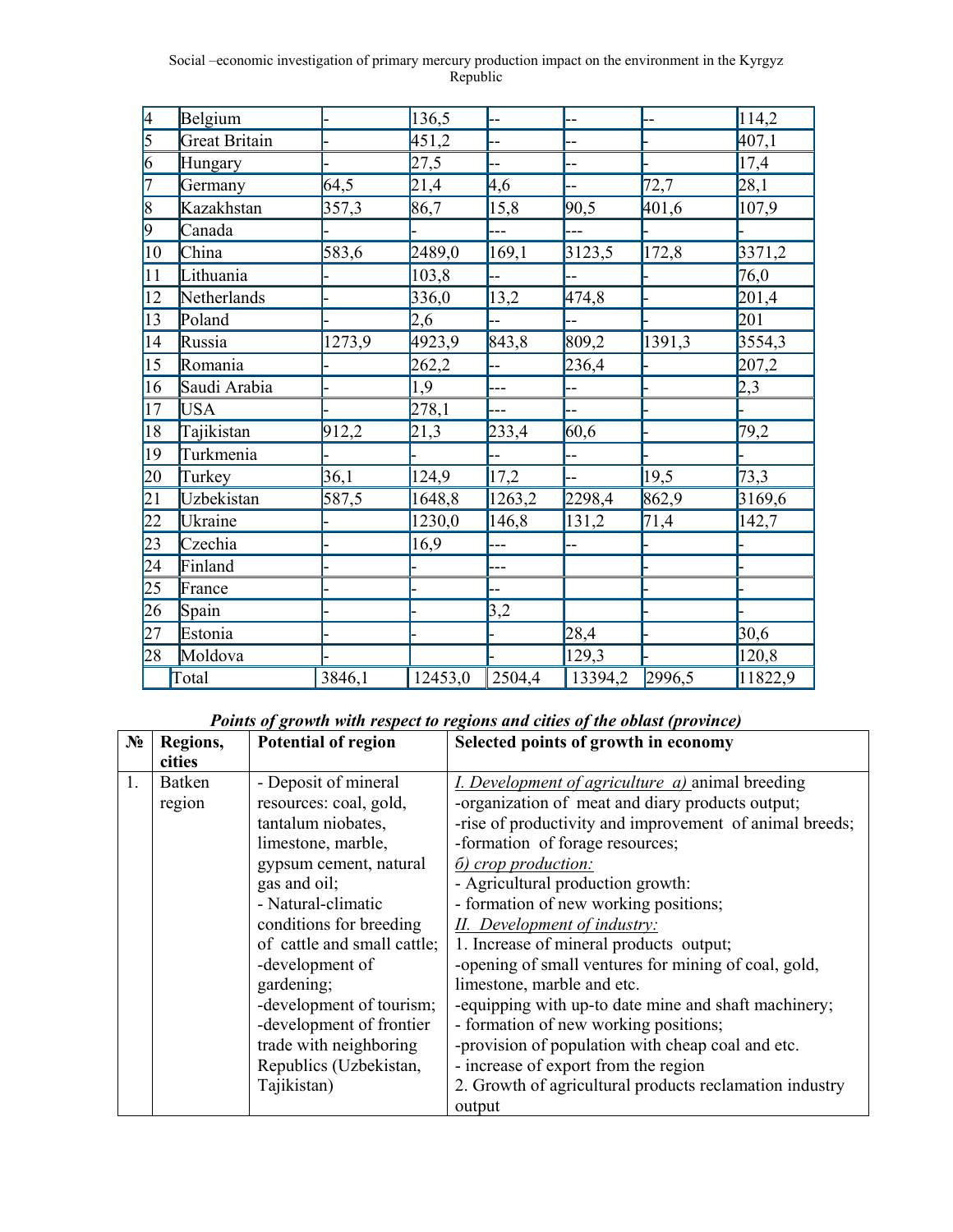| 4 | Belgium | - | 136,5 | -- | -- | -- | 114,2 |
|---|---|---|---|---|---|---|---|
| 5 | Great Britain | - | 451,2 | -- | -- | - | 407,1 |
| 6 | Hungary | - | 27,5 | -- | -- | - | 17,4 |
| 7 | Germany | 64,5 | 21,4 | 4,6 | -- | 72,7 | 28,1 |
| 8 | Kazakhstan | 357,3 | 86,7 | 15,8 | 90,5 | 401,6 | 107,9 |
| 9 | Canada | - | - | --- | --- | - | - |
| 10 | China | 583,6 | 2489,0 | 169,1 | 3123,5 | 172,8 | 3371,2 |
| 11 | Lithuania | - | 103,8 | -- | -- | - | 76,0 |
| 12 | Netherlands | - | 336,0 | 13,2 | 474,8 | - | 201,4 |
| 13 | Poland | - | 2,6 | -- | -- | - | 201 |
| 14 | Russia | 1273,9 | 4923,9 | 843,8 | 809,2 | 1391,3 | 3554,3 |
| 15 | Romania | - | 262,2 | -- | 236,4 | - | 207,2 |
| 16 | Saudi Arabia | - | 1,9 | --- | -- | - | 2,3 |
| 17 | USA | - | 278,1 | --- | -- | - | - |
| 18 | Tajikistan | 912,2 | 21,3 | 233,4 | 60,6 | - | 79,2 |
| 19 | Turkmenia | - | - | -- | -- | - | - |
| 20 | Turkey | 36,1 | 124,9 | 17,2 | -- | 19,5 | 73,3 |
| 21 | Uzbekistan | 587,5 | 1648,8 | 1263,2 | 2298,4 | 862,9 | 3169,6 |
| 22 | Ukraine | - | 1230,0 | 146,8 | 131,2 | 71,4 | 142,7 |
| 23 | Czechia | - | 16,9 | --- | -- | - | - |
| 24 | Finland | - | - | --- | | - | - |
| 25 | France | - | - | -- | | - | - |
| 26 | Spain | - | - | 3,2 | | - | - |
| 27 | Estonia | - | - | - | 28,4 | - | 30,6 |
| 28 | Moldova | - | | - | 129,3 | - | 120,8 |
| | Total | 3846,1 | 12453,0 | 2504,4 | 13394,2 | 2996,5 | 11822,9 |

***Points of growth with respect to regions and cities of the oblast (province)***

| № | Regions, cities | Potential of region | Selected points of growth in economy |
|---|---|---|---|
| 1. | Batken region | - Deposit of mineral resources: coal, gold, tantalum niobates, limestone, marble, gypsum cement, natural gas and oil;<br>- Natural-climatic conditions for breeding of cattle and small cattle;<br>-development of gardening;<br>-development of tourism;<br>-development of frontier trade with neighboring Republics (Uzbekistan, Tajikistan) | <u>I. Development of agriculture a)</u> animal breeding<br>-organization of meat and diary products output;<br>-rise of productivity and improvement of animal breeds;<br>-formation of forage resources;<br><u>*б) crop production:*</u><br>- Agricultural production growth:<br>- formation of new working positions;<br><u>*II. Development of industry:*</u><br>1. Increase of mineral products output;<br>-opening of small ventures for mining of coal, gold, limestone, marble and etc.<br>-equipping with up-to date mine and shaft machinery;<br>- formation of new working positions;<br>-provision of population with cheap coal and etc.<br>- increase of export from the region<br>2. Growth of agricultural products reclamation industry output |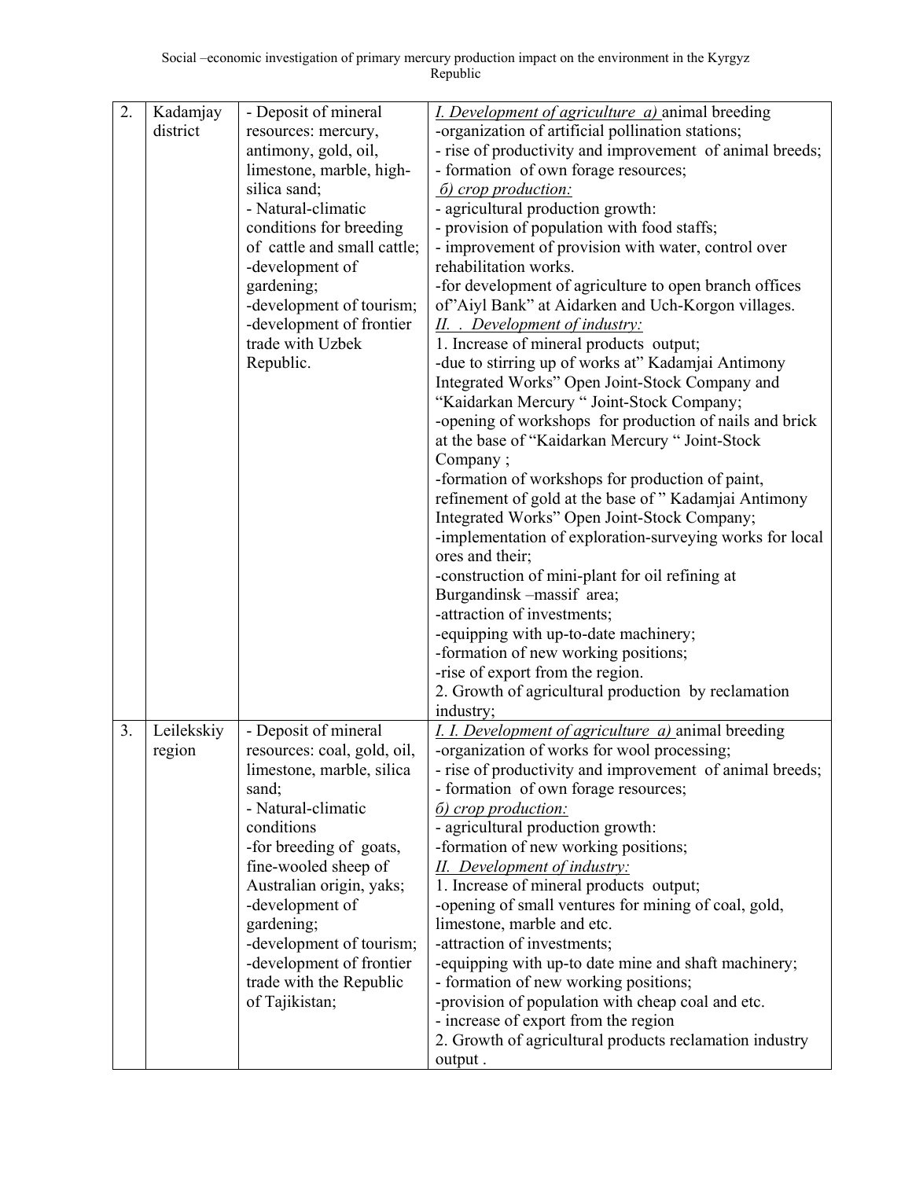| 2. | Kadamjay district | - Deposit of mineral resources: mercury, antimony, gold, oil, limestone, marble, high-silica sand;<br>- Natural-climatic conditions for breeding of cattle and small cattle;<br>-development of gardening;<br>-development of tourism;<br>-development of frontier trade with Uzbek Republic. | <u>*I. Development of agriculture a)*</u> animal breeding<br>-organization of artificial pollination stations;<br>- rise of productivity and improvement of animal breeds;<br>- formation of own forage resources;<br><u>*б) crop production:*</u><br>- agricultural production growth:<br>- provision of population with food staffs;<br>- improvement of provision with water, control over rehabilitation works.<br>-for development of agriculture to open branch offices of"Aiyl Bank" at Aidarken and Uch-Korgon villages.<br><u>*II. . Development of industry:*</u><br>1. Increase of mineral products output;<br>-due to stirring up of works at" Kadamjai Antimony Integrated Works" Open Joint-Stock Company and "Kaidarkan Mercury " Joint-Stock Company;<br>-opening of workshops for production of nails and brick at the base of "Kaidarkan Mercury " Joint-Stock Company ;<br>-formation of workshops for production of paint, refinement of gold at the base of " Kadamjai Antimony Integrated Works" Open Joint-Stock Company;<br>-implementation of exploration-surveying works for local ores and their;<br>-construction of mini-plant for oil refining at Burgandinsk –massif area;<br>-attraction of investments;<br>-equipping with up-to-date machinery;<br>-formation of new working positions;<br>-rise of export from the region.<br>2. Growth of agricultural production by reclamation industry; |
|---|---|---|---|
| 3. | Leilekskiy region | - Deposit of mineral resources: coal, gold, oil, limestone, marble, silica sand;<br>- Natural-climatic conditions<br>-for breeding of goats, fine-wooled sheep of Australian origin, yaks;<br>-development of gardening;<br>-development of tourism;<br>-development of frontier trade with the Republic of Tajikistan; | <u>*I. I. Development of agriculture a)*</u> animal breeding<br>-organization of works for wool processing;<br>- rise of productivity and improvement of animal breeds;<br>- formation of own forage resources;<br><u>*б) crop production:*</u><br>- agricultural production growth:<br>-formation of new working positions;<br><u>*II. Development of industry:*</u><br>1. Increase of mineral products output;<br>-opening of small ventures for mining of coal, gold, limestone, marble and etc.<br>-attraction of investments;<br>-equipping with up-to date mine and shaft machinery;<br>- formation of new working positions;<br>-provision of population with cheap coal and etc.<br>- increase of export from the region<br>2. Growth of agricultural products reclamation industry output . |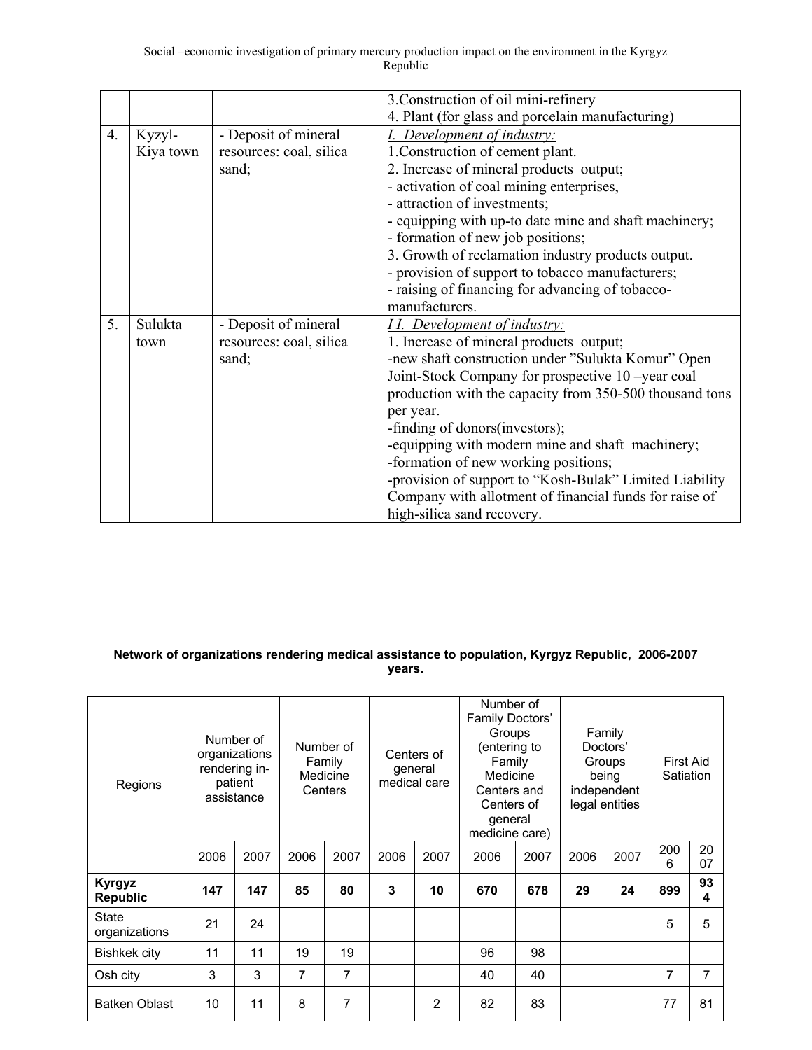| | | | 3.Construction of oil mini-refinery<br>4. Plant (for glass and porcelain manufacturing) |
|---|---|---|---|
| 4. | Kyzyl-Kiya town | - Deposit of mineral resources: coal, silica sand; | *I. Development of industry:*<br>1.Construction of cement plant.<br>2. Increase of mineral products output;<br>- activation of coal mining enterprises,<br>- attraction of investments;<br>- equipping with up-to date mine and shaft machinery;<br>- formation of new job positions;<br>3. Growth of reclamation industry products output.<br>- provision of support to tobacco manufacturers;<br>- raising of financing for advancing of tobacco-manufacturers. |
| 5. | Sulukta town | - Deposit of mineral resources: coal, silica sand; | *I I. Development of industry:*<br>1. Increase of mineral products output;<br>-new shaft construction under "Sulukta Komur" Open Joint-Stock Company for prospective 10 –year coal production with the capacity from 350-500 thousand tons per year.<br>-finding of donors(investors);<br>-equipping with modern mine and shaft machinery;<br>-formation of new working positions;<br>-provision of support to "Kosh-Bulak" Limited Liability Company with allotment of financial funds for raise of high-silica sand recovery. |

**Network of organizations rendering medical assistance to population, Kyrgyz Republic, 2006-2007 years.**

| Regions | Number of organizations rendering in-patient assistance | | Number of Family Medicine Centers | | Centers of general medical care | | Number of Family Doctors' Groups (entering to Family Medicine Centers and Centers of general medicine care) | | Family Doctors' Groups being independent legal entities | | First Aid Satiation | |
|---|---|---|---|---|---|---|---|---|---|---|---|---|
| | 2006 | 2007 | 2006 | 2007 | 2006 | 2007 | 2006 | 2007 | 2006 | 2007 | 2006 | 2007 |
| **Kyrgyz Republic** | **147** | **147** | **85** | **80** | **3** | **10** | **670** | **678** | **29** | **24** | **899** | **934** |
| State organizations | 21 | 24 | | | | | | | | | 5 | 5 |
| Bishkek city | 11 | 11 | 19 | 19 | | | 96 | 98 | | | | |
| Osh city | 3 | 3 | 7 | 7 | | | 40 | 40 | | | 7 | 7 |
| Batken Oblast | 10 | 11 | 8 | 7 | | 2 | 82 | 83 | | | 77 | 81 |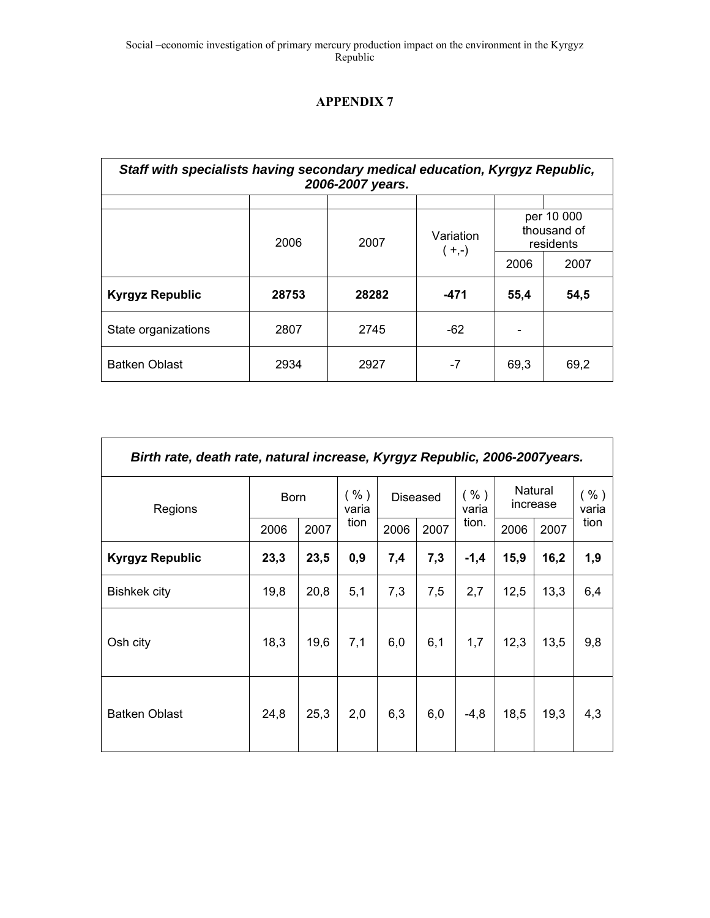## APPENDIX 7

| *Staff with specialists having secondary medical education, Kyrgyz Republic, 2006-2007 years.* | | | | | |
|---|---|---|---|---|---|
| | 2006 | 2007 | Variation ( +,-) | per 10 000 thousand of residents | |
| | | | | 2006 | 2007 |
| **Kyrgyz Republic** | **28753** | **28282** | **-471** | **55,4** | **54,5** |
| State organizations | 2807 | 2745 | -62 | - | |
| Batken Oblast | 2934 | 2927 | -7 | 69,3 | 69,2 |

| *Birth rate, death rate, natural increase, Kyrgyz Republic, 2006-2007years.* | | | | | | | | | |
|---|---|---|---|---|---|---|---|---|---|
| Regions | Born | | ( % ) variation | Diseased | | ( % ) variation. | Natural increase | | ( % ) variation |
| | 2006 | 2007 | | 2006 | 2007 | | 2006 | 2007 | |
| **Kyrgyz Republic** | **23,3** | **23,5** | **0,9** | **7,4** | **7,3** | **-1,4** | **15,9** | **16,2** | **1,9** |
| Bishkek city | 19,8 | 20,8 | 5,1 | 7,3 | 7,5 | 2,7 | 12,5 | 13,3 | 6,4 |
| Osh city | 18,3 | 19,6 | 7,1 | 6,0 | 6,1 | 1,7 | 12,3 | 13,5 | 9,8 |
| Batken Oblast | 24,8 | 25,3 | 2,0 | 6,3 | 6,0 | -4,8 | 18,5 | 19,3 | 4,3 |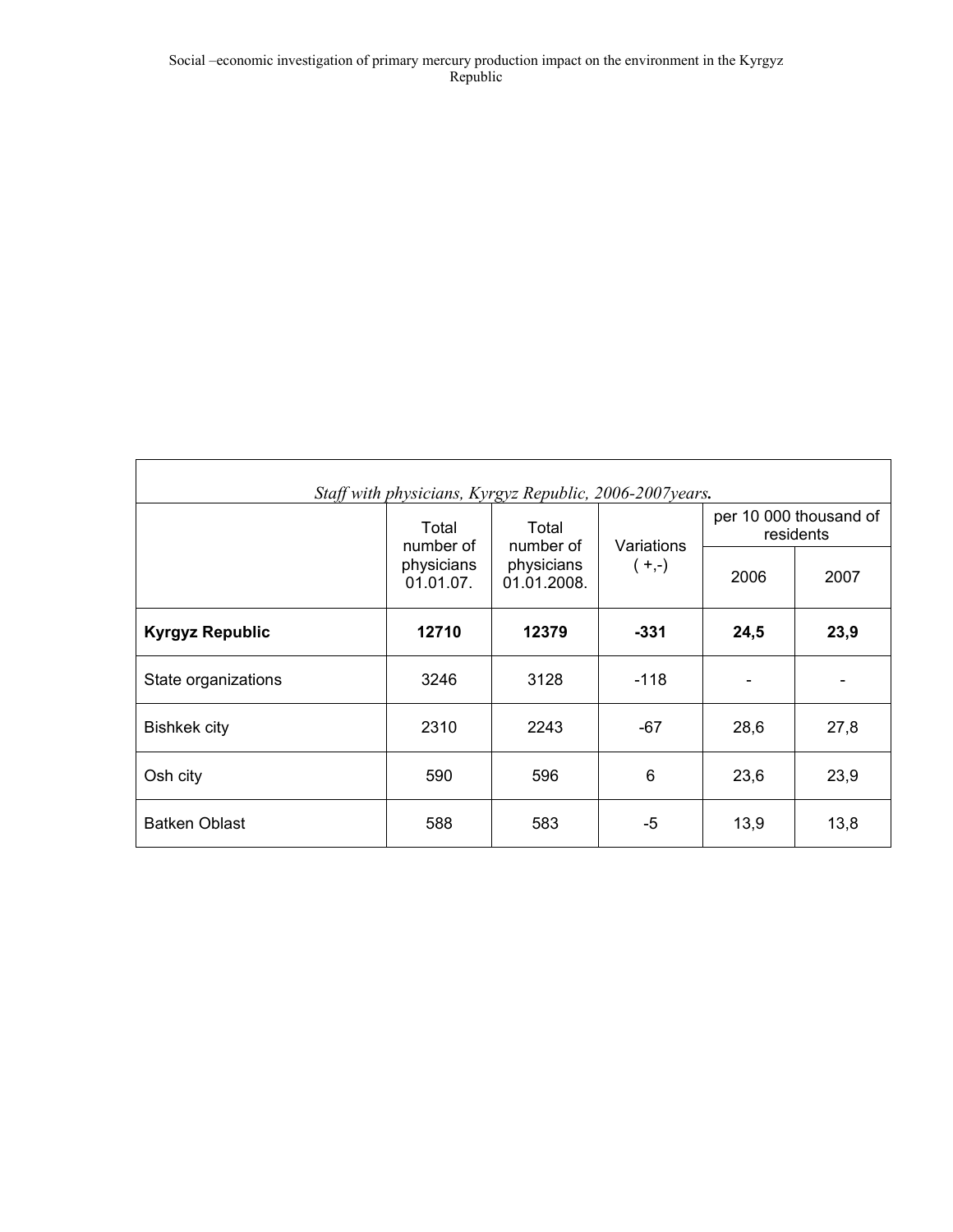*Staff with physicians, Kyrgyz Republic, 2006-2007years.*

| | Total number of physicians 01.01.07. | Total number of physicians 01.01.2008. | Variations ( +,-) | per 10 000 thousand of residents | |
|---|---|---|---|---|---|
| | | | | 2006 | 2007 |
| **Kyrgyz Republic** | **12710** | **12379** | **-331** | **24,5** | **23,9** |
| State organizations | 3246 | 3128 | -118 | - | - |
| Bishkek city | 2310 | 2243 | -67 | 28,6 | 27,8 |
| Osh city | 590 | 596 | 6 | 23,6 | 23,9 |
| Batken Oblast | 588 | 583 | -5 | 13,9 | 13,8 |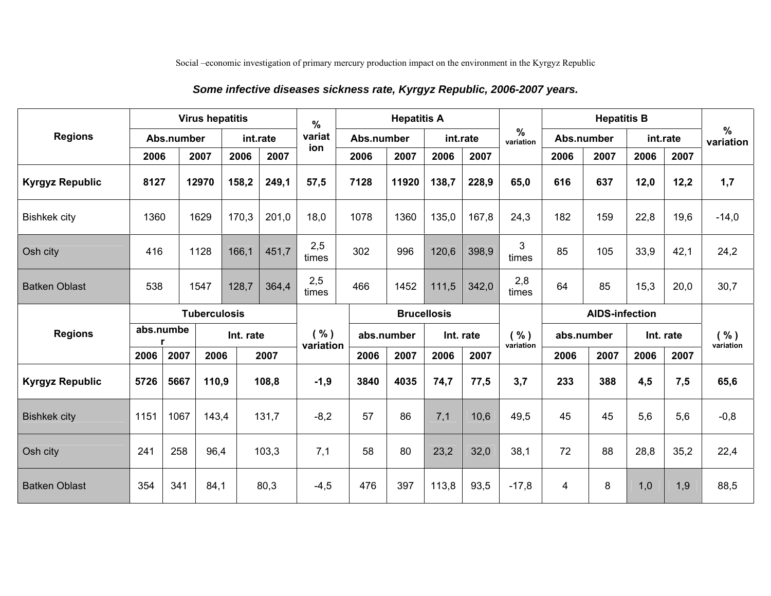Social –economic investigation of primary mercury production impact on the environment in the Kyrgyz Republic

***Some infective diseases sickness rate, Kyrgyz Republic, 2006-2007 years.***

| Regions | Virus hepatitis | | | | % variation | Hepatitis A | | | | % variation | Hepatitis B | | | | % variation |
|---|---|---|---|---|---|---|---|---|---|---|---|---|---|---|---|
| | Abs.number | | int.rate | | | Abs.number | | int.rate | | | Abs.number | | int.rate | | |
| | 2006 | 2007 | 2006 | 2007 | | 2006 | 2007 | 2006 | 2007 | | 2006 | 2007 | 2006 | 2007 | |
| **Kyrgyz Republic** | **8127** | **12970** | **158,2** | **249,1** | **57,5** | **7128** | **11920** | **138,7** | **228,9** | **65,0** | **616** | **637** | **12,0** | **12,2** | **1,7** |
| Bishkek city | 1360 | 1629 | 170,3 | 201,0 | 18,0 | 1078 | 1360 | 135,0 | 167,8 | 24,3 | 182 | 159 | 22,8 | 19,6 | -14,0 |
| Osh city | 416 | 1128 | 166,1 | 451,7 | 2,5 times | 302 | 996 | 120,6 | 398,9 | 3 times | 85 | 105 | 33,9 | 42,1 | 24,2 |
| Batken Oblast | 538 | 1547 | 128,7 | 364,4 | 2,5 times | 466 | 1452 | 111,5 | 342,0 | 2,8 times | 64 | 85 | 15,3 | 20,0 | 30,7 |

| Regions | Tuberculosis | | | | ( % ) variation | Brucellosis | | | | ( % ) variation | AIDS-infection | | | | ( % ) variation |
|---|---|---|---|---|---|---|---|---|---|---|---|---|---|---|---|
| | abs.number | | Int. rate | | | abs.number | | Int. rate | | | abs.number | | Int. rate | | |
| | 2006 | 2007 | 2006 | 2007 | | 2006 | 2007 | 2006 | 2007 | | 2006 | 2007 | 2006 | 2007 | |
| **Kyrgyz Republic** | **5726** | **5667** | **110,9** | **108,8** | **-1,9** | **3840** | **4035** | **74,7** | **77,5** | **3,7** | **233** | **388** | **4,5** | **7,5** | **65,6** |
| Bishkek city | 1151 | 1067 | 143,4 | 131,7 | -8,2 | 57 | 86 | 7,1 | 10,6 | 49,5 | 45 | 45 | 5,6 | 5,6 | -0,8 |
| Osh city | 241 | 258 | 96,4 | 103,3 | 7,1 | 58 | 80 | 23,2 | 32,0 | 38,1 | 72 | 88 | 28,8 | 35,2 | 22,4 |
| Batken Oblast | 354 | 341 | 84,1 | 80,3 | -4,5 | 476 | 397 | 113,8 | 93,5 | -17,8 | 4 | 8 | 1,0 | 1,9 | 88,5 |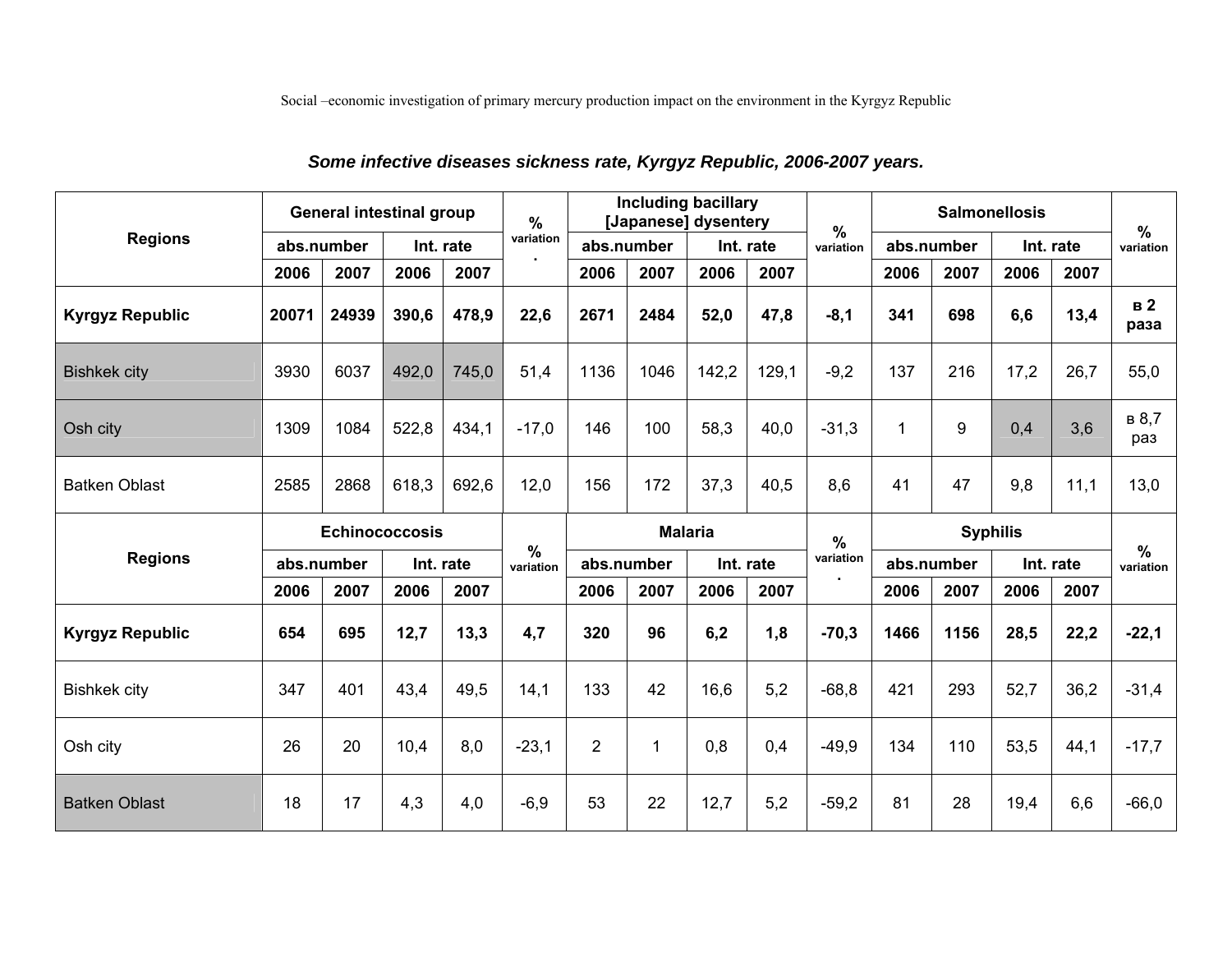*Some infective diseases sickness rate, Kyrgyz Republic, 2006-2007 years.*

| Regions | General intestinal group | | | | % variation. | Including bacillary [Japanese] dysentery | | | | % variation | Salmonellosis | | | | % variation |
|---|---|---|---|---|---|---|---|---|---|---|---|---|---|---|---|
| | abs.number | | Int. rate | | | abs.number | | Int. rate | | | abs.number | | Int. rate | | |
| | 2006 | 2007 | 2006 | 2007 | | 2006 | 2007 | 2006 | 2007 | | 2006 | 2007 | 2006 | 2007 | |
| **Kyrgyz Republic** | **20071** | **24939** | **390,6** | **478,9** | **22,6** | **2671** | **2484** | **52,0** | **47,8** | **-8,1** | **341** | **698** | **6,6** | **13,4** | **в 2 раза** |
| Bishkek city | 3930 | 6037 | 492,0 | 745,0 | 51,4 | 1136 | 1046 | 142,2 | 129,1 | -9,2 | 137 | 216 | 17,2 | 26,7 | 55,0 |
| Osh city | 1309 | 1084 | 522,8 | 434,1 | -17,0 | 146 | 100 | 58,3 | 40,0 | -31,3 | 1 | 9 | 0,4 | 3,6 | в 8,7 раз |
| Batken Oblast | 2585 | 2868 | 618,3 | 692,6 | 12,0 | 156 | 172 | 37,3 | 40,5 | 8,6 | 41 | 47 | 9,8 | 11,1 | 13,0 |
| **Regions** | **Echinococcosis** | | | | **% variation** | **Malaria** | | | | **% variation.** | **Syphilis** | | | | **% variation** |
| | abs.number | | Int. rate | | | abs.number | | Int. rate | | | abs.number | | Int. rate | | |
| | 2006 | 2007 | 2006 | 2007 | | 2006 | 2007 | 2006 | 2007 | | 2006 | 2007 | 2006 | 2007 | |
| **Kyrgyz Republic** | **654** | **695** | **12,7** | **13,3** | **4,7** | **320** | **96** | **6,2** | **1,8** | **-70,3** | **1466** | **1156** | **28,5** | **22,2** | **-22,1** |
| Bishkek city | 347 | 401 | 43,4 | 49,5 | 14,1 | 133 | 42 | 16,6 | 5,2 | -68,8 | 421 | 293 | 52,7 | 36,2 | -31,4 |
| Osh city | 26 | 20 | 10,4 | 8,0 | -23,1 | 2 | 1 | 0,8 | 0,4 | -49,9 | 134 | 110 | 53,5 | 44,1 | -17,7 |
| Batken Oblast | 18 | 17 | 4,3 | 4,0 | -6,9 | 53 | 22 | 12,7 | 5,2 | -59,2 | 81 | 28 | 19,4 | 6,6 | -66,0 |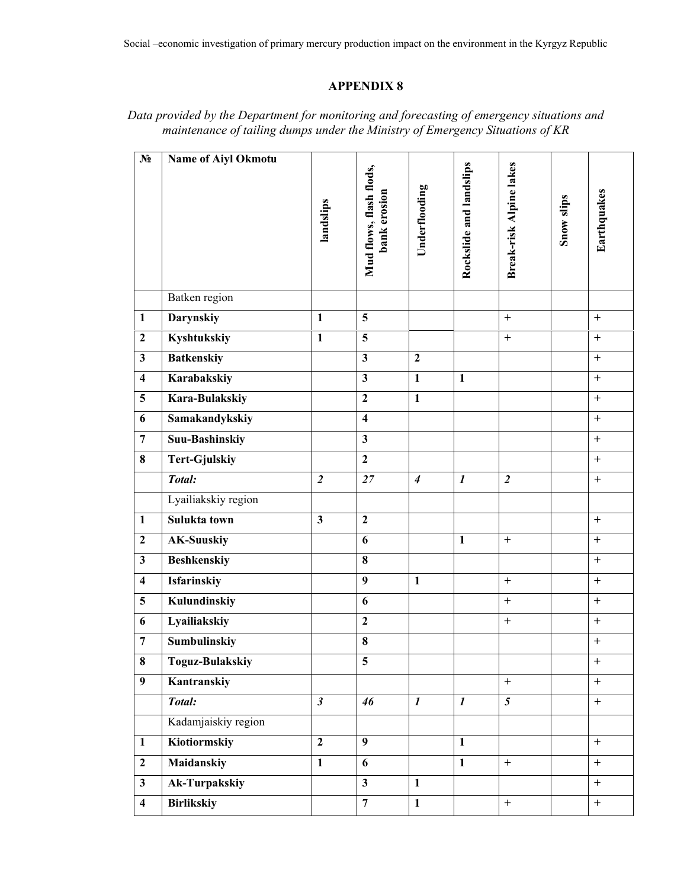## APPENDIX 8

*Data provided by the Department for monitoring and forecasting of emergency situations and maintenance of tailing dumps under the Ministry of Emergency Situations of KR*

| № | Name of Aiyl Okmotu | landslips | Mud flows, flash flods, bank erosion | Underflooding | Rockslide and landslips | Break-risk Alpine lakes | Snow slips | Earthquakes |
|---|---|---|---|---|---|---|---|---|
| | Batken region | | | | | | | |
| **1** | **Darynskiy** | **1** | **5** | | | + | | + |
| **2** | **Kyshtukskiy** | **1** | **5** | | | + | | + |
| **3** | **Batkenskiy** | | **3** | **2** | | | | + |
| **4** | **Karabakskiy** | | **3** | **1** | **1** | | | + |
| **5** | **Kara-Bulakskiy** | | **2** | **1** | | | | + |
| **6** | **Samakandykskiy** | | **4** | | | | | + |
| **7** | **Suu-Bashinskiy** | | **3** | | | | | + |
| **8** | **Tert-Gjulskiy** | | **2** | | | | | + |
| | ***Total:*** | ***2*** | ***27*** | ***4*** | ***1*** | ***2*** | | + |
| | Lyailiakskiy region | | | | | | | |
| **1** | **Sulukta town** | **3** | **2** | | | | | + |
| **2** | **AK-Suuskiy** | | **6** | | **1** | + | | + |
| **3** | **Beshkenskiy** | | **8** | | | | | + |
| **4** | **Isfarinskiy** | | **9** | **1** | | + | | + |
| **5** | **Kulundinskiy** | | **6** | | | + | | + |
| **6** | **Lyailiakskiy** | | **2** | | | + | | + |
| **7** | **Sumbulinskiy** | | **8** | | | | | + |
| **8** | **Toguz-Bulakskiy** | | **5** | | | | | + |
| **9** | **Kantranskiy** | | | | | + | | + |
| | ***Total:*** | ***3*** | ***46*** | ***1*** | ***1*** | ***5*** | | + |
| | Kadamjaiskiy region | | | | | | | |
| **1** | **Kiotiormskiy** | **2** | **9** | | **1** | | | + |
| **2** | **Maidanskiy** | **1** | **6** | | **1** | + | | + |
| **3** | **Ak-Turpakskiy** | | **3** | **1** | | | | + |
| **4** | **Birlikskiy** | | **7** | **1** | | + | | + |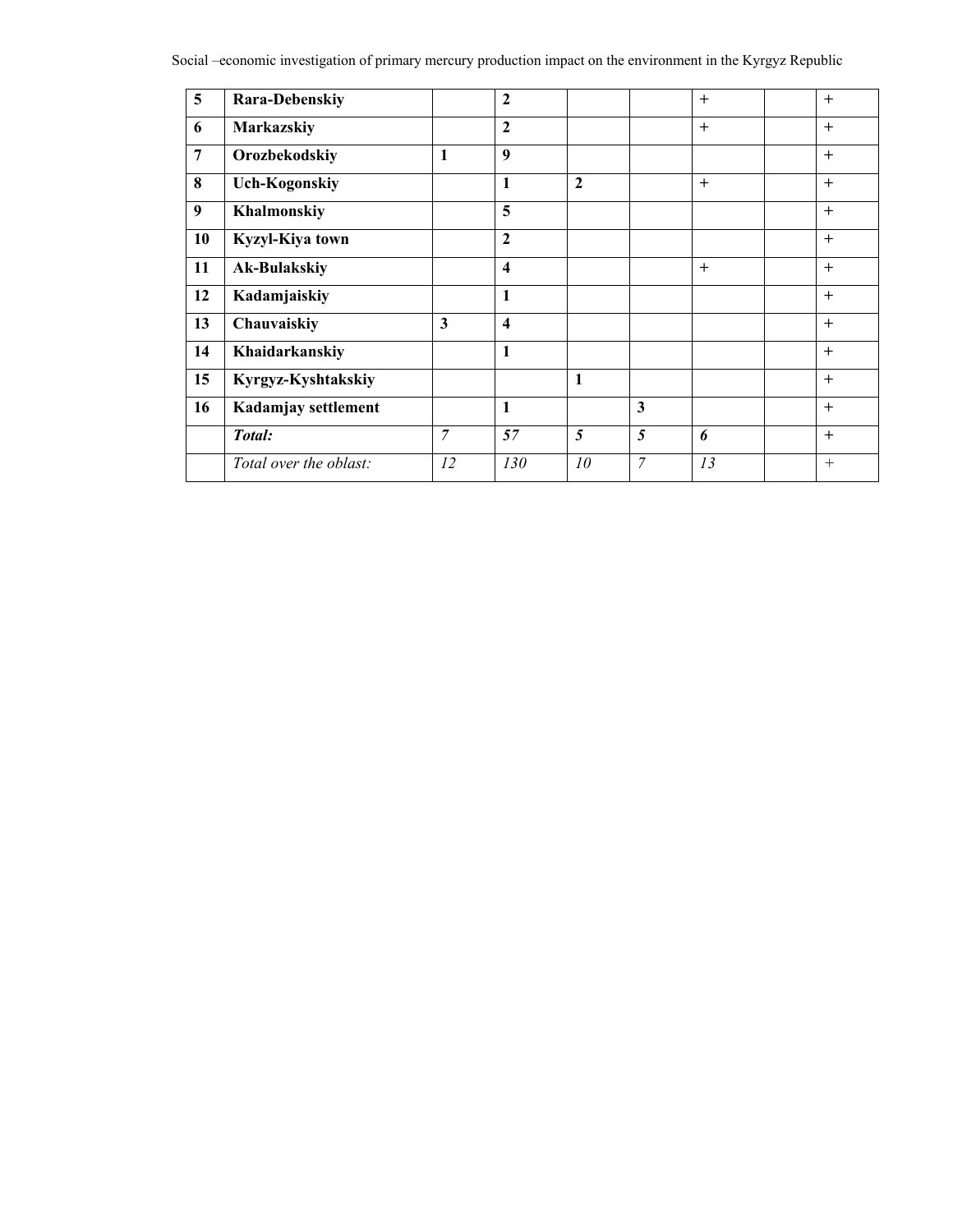| 5 | **Rara-Debenskiy** | | **2** | | | + | | + |
|---|---|---|---|---|---|---|---|---|
| **6** | **Markazskiy** | | **2** | | | + | | + |
| **7** | **Orozbekodskiy** | **1** | **9** | | | | | + |
| **8** | **Uch-Kogonskiy** | | **1** | **2** | | + | | + |
| **9** | **Khalmonskiy** | | **5** | | | | | + |
| **10** | **Kyzyl-Kiya town** | | **2** | | | | | + |
| **11** | **Ak-Bulakskiy** | | **4** | | | + | | + |
| **12** | **Kadamjaiskiy** | | **1** | | | | | + |
| **13** | **Chauvaiskiy** | **3** | **4** | | | | | + |
| **14** | **Khaidarkanskiy** | | **1** | | | | | + |
| **15** | **Kyrgyz-Kyshtakskiy** | | | **1** | | | | + |
| **16** | **Kadamjay settlement** | | **1** | | **3** | | | + |
| | ***Total:*** | *7* | ***57*** | ***5*** | ***5*** | ***6*** | | + |
| | *Total over the oblast:* | *12* | *130* | *10* | *7* | *13* | | + |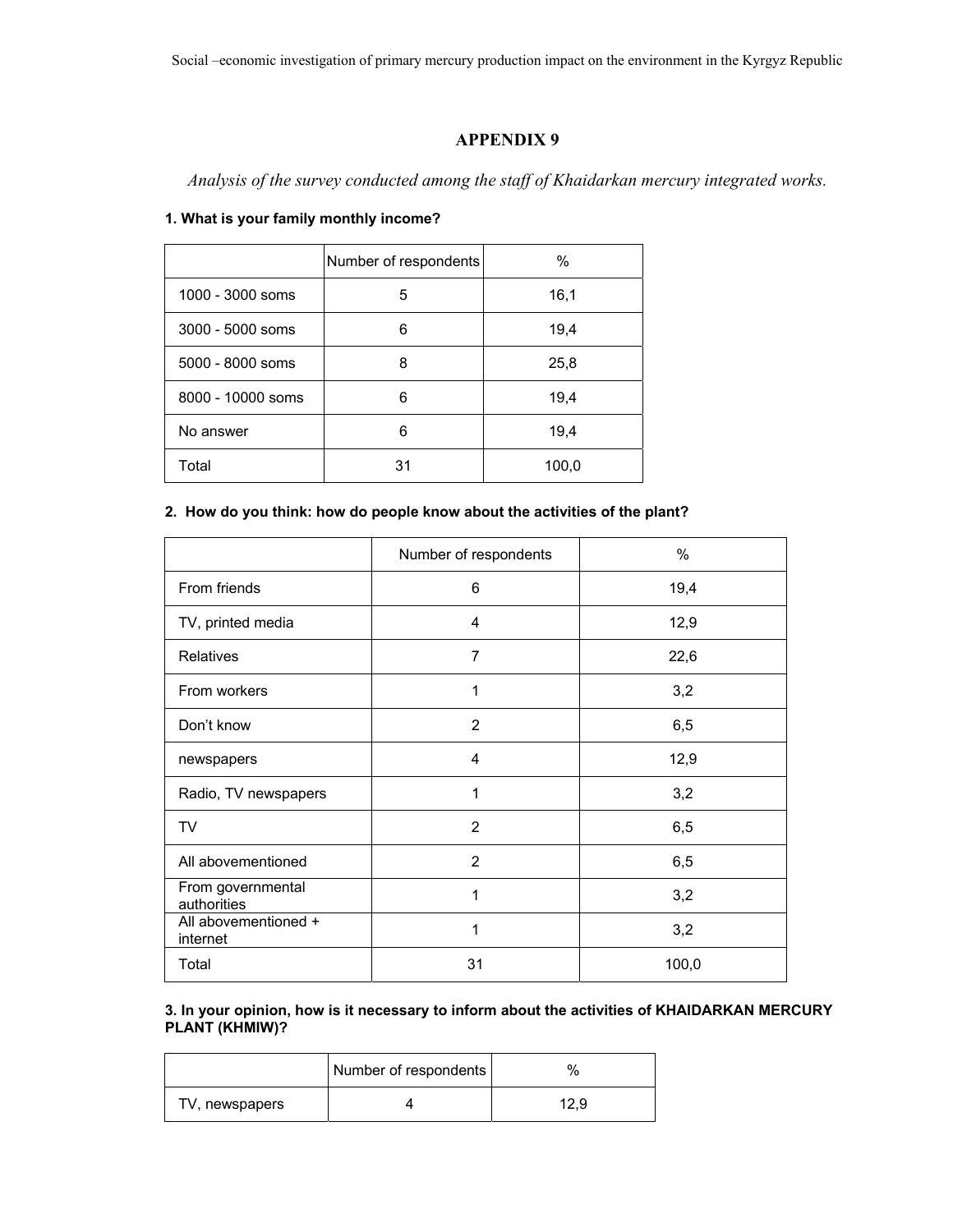## APPENDIX 9

*Analysis of the survey conducted among the staff of Khaidarkan mercury integrated works.*

**1. What is your family monthly income?**

| | Number of respondents | % |
|---|---|---|
| 1000 - 3000 soms | 5 | 16,1 |
| 3000 - 5000 soms | 6 | 19,4 |
| 5000 - 8000 soms | 8 | 25,8 |
| 8000 - 10000 soms | 6 | 19,4 |
| No answer | 6 | 19,4 |
| Total | 31 | 100,0 |

**2. How do you think: how do people know about the activities of the plant?**

| | Number of respondents | % |
|---|---|---|
| From friends | 6 | 19,4 |
| TV, printed media | 4 | 12,9 |
| Relatives | 7 | 22,6 |
| From workers | 1 | 3,2 |
| Don't know | 2 | 6,5 |
| newspapers | 4 | 12,9 |
| Radio, TV newspapers | 1 | 3,2 |
| TV | 2 | 6,5 |
| All abovementioned | 2 | 6,5 |
| From governmental authorities | 1 | 3,2 |
| All abovementioned + internet | 1 | 3,2 |
| Total | 31 | 100,0 |

**3. In your opinion, how is it necessary to inform about the activities of KHAIDARKAN MERCURY PLANT (KHMIW)?**

| | Number of respondents | % |
|---|---|---|
| TV, newspapers | 4 | 12,9 |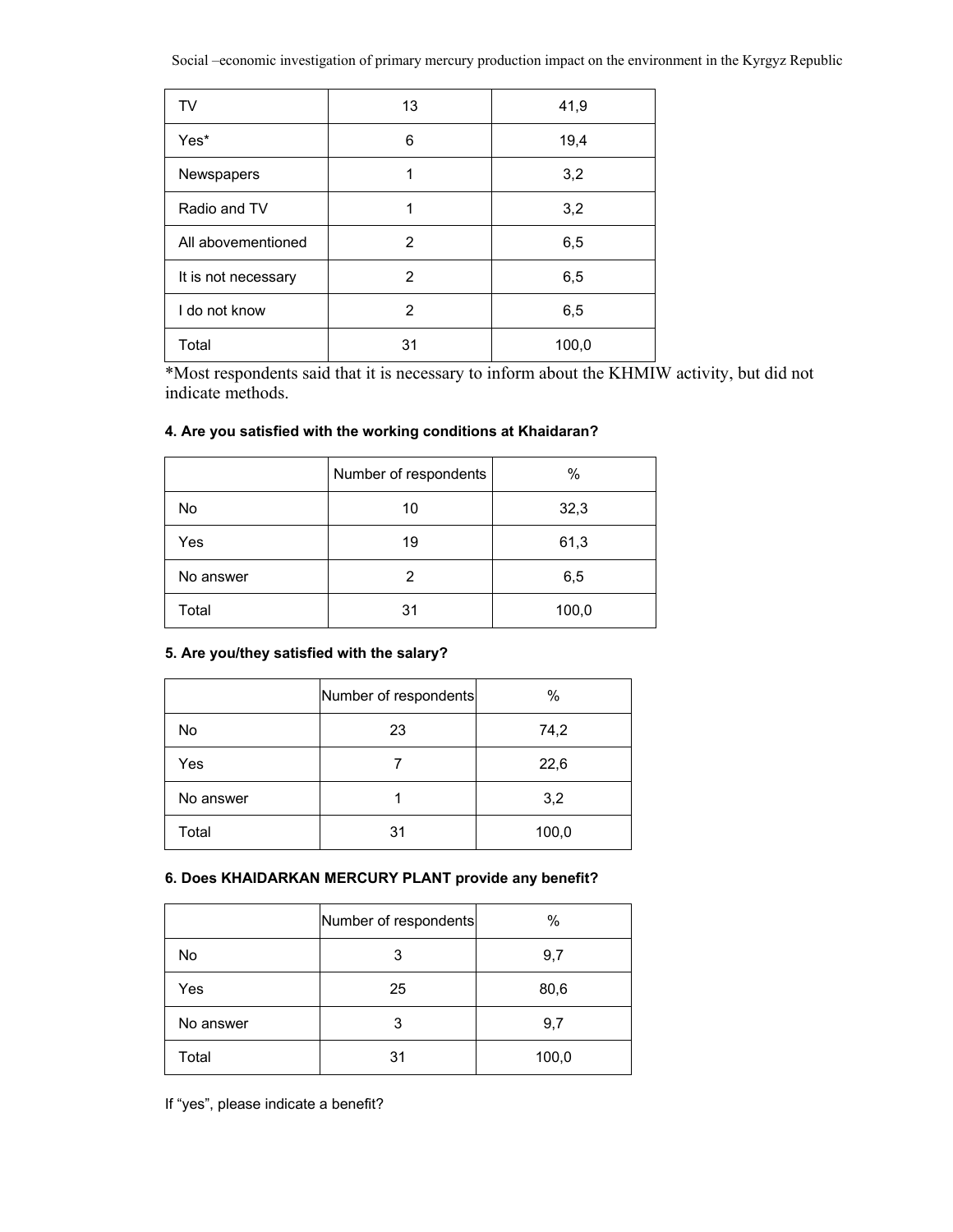| TV | 13 | 41,9 |
|---|---|---|
| Yes* | 6 | 19,4 |
| Newspapers | 1 | 3,2 |
| Radio and TV | 1 | 3,2 |
| All abovementioned | 2 | 6,5 |
| It is not necessary | 2 | 6,5 |
| I do not know | 2 | 6,5 |
| Total | 31 | 100,0 |

*Most respondents said that it is necessary to inform about the KHMIW activity, but did not indicate methods.

**4. Are you satisfied with the working conditions at Khaidaran?**

| | Number of respondents | % |
|---|---|---|
| No | 10 | 32,3 |
| Yes | 19 | 61,3 |
| No answer | 2 | 6,5 |
| Total | 31 | 100,0 |

**5. Are you/they satisfied with the salary?**

| | Number of respondents | % |
|---|---|---|
| No | 23 | 74,2 |
| Yes | 7 | 22,6 |
| No answer | 1 | 3,2 |
| Total | 31 | 100,0 |

**6. Does KHAIDARKAN MERCURY PLANT provide any benefit?**

| | Number of respondents | % |
|---|---|---|
| No | 3 | 9,7 |
| Yes | 25 | 80,6 |
| No answer | 3 | 9,7 |
| Total | 31 | 100,0 |

If "yes", please indicate a benefit?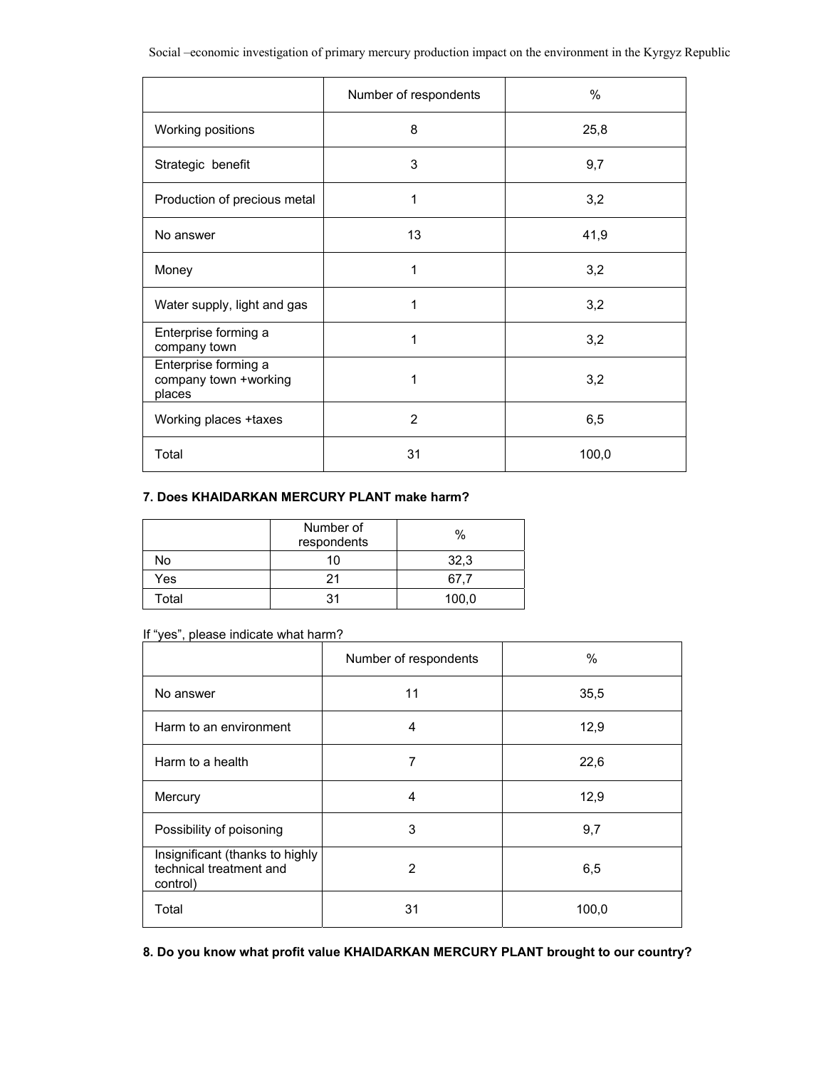| | Number of respondents | % |
|---|---|---|
| Working positions | 8 | 25,8 |
| Strategic benefit | 3 | 9,7 |
| Production of precious metal | 1 | 3,2 |
| No answer | 13 | 41,9 |
| Money | 1 | 3,2 |
| Water supply, light and gas | 1 | 3,2 |
| Enterprise forming a company town | 1 | 3,2 |
| Enterprise forming a company town +working places | 1 | 3,2 |
| Working places +taxes | 2 | 6,5 |
| Total | 31 | 100,0 |

**7. Does KHAIDARKAN MERCURY PLANT make harm?**

| | Number of respondents | % |
|---|---|---|
| No | 10 | 32,3 |
| Yes | 21 | 67,7 |
| Total | 31 | 100,0 |

If "yes", please indicate what harm?

| | Number of respondents | % |
|---|---|---|
| No answer | 11 | 35,5 |
| Harm to an environment | 4 | 12,9 |
| Harm to a health | 7 | 22,6 |
| Mercury | 4 | 12,9 |
| Possibility of poisoning | 3 | 9,7 |
| Insignificant (thanks to highly technical treatment and control) | 2 | 6,5 |
| Total | 31 | 100,0 |

**8. Do you know what profit value KHAIDARKAN MERCURY PLANT brought to our country?**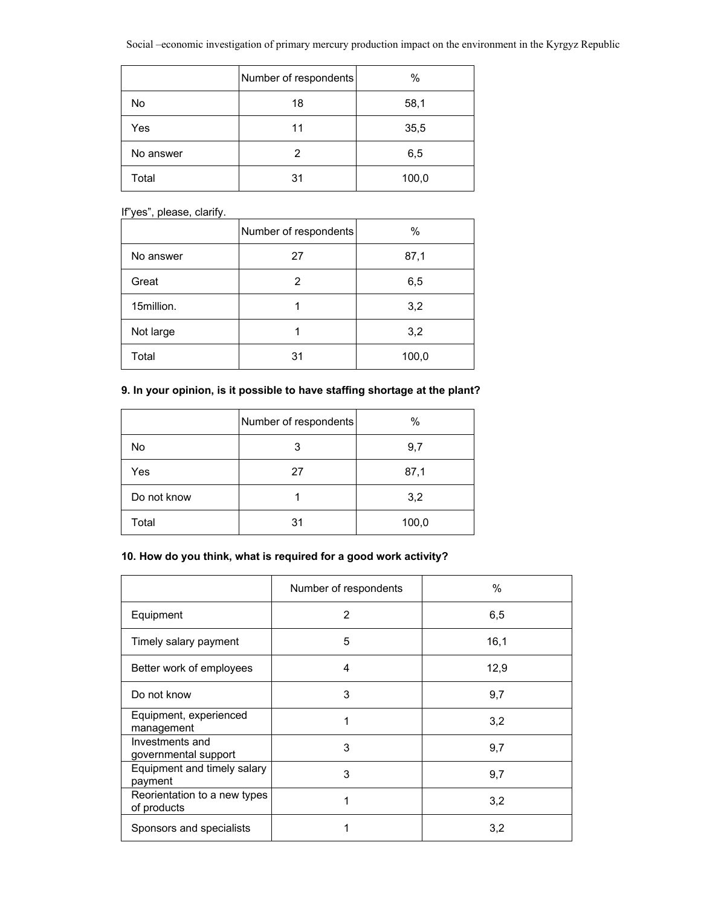| | Number of respondents | % |
|---|---|---|
| No | 18 | 58,1 |
| Yes | 11 | 35,5 |
| No answer | 2 | 6,5 |
| Total | 31 | 100,0 |

If"yes", please, clarify.

| | Number of respondents | % |
|---|---|---|
| No answer | 27 | 87,1 |
| Great | 2 | 6,5 |
| 15million. | 1 | 3,2 |
| Not large | 1 | 3,2 |
| Total | 31 | 100,0 |

**9. In your opinion, is it possible to have staffing shortage at the plant?**

| | Number of respondents | % |
|---|---|---|
| No | 3 | 9,7 |
| Yes | 27 | 87,1 |
| Do not know | 1 | 3,2 |
| Total | 31 | 100,0 |

**10. How do you think, what is required for a good work activity?**

| | Number of respondents | % |
|---|---|---|
| Equipment | 2 | 6,5 |
| Timely salary payment | 5 | 16,1 |
| Better work of employees | 4 | 12,9 |
| Do not know | 3 | 9,7 |
| Equipment, experienced management | 1 | 3,2 |
| Investments and governmental support | 3 | 9,7 |
| Equipment and timely salary payment | 3 | 9,7 |
| Reorientation to a new types of products | 1 | 3,2 |
| Sponsors and specialists | 1 | 3,2 |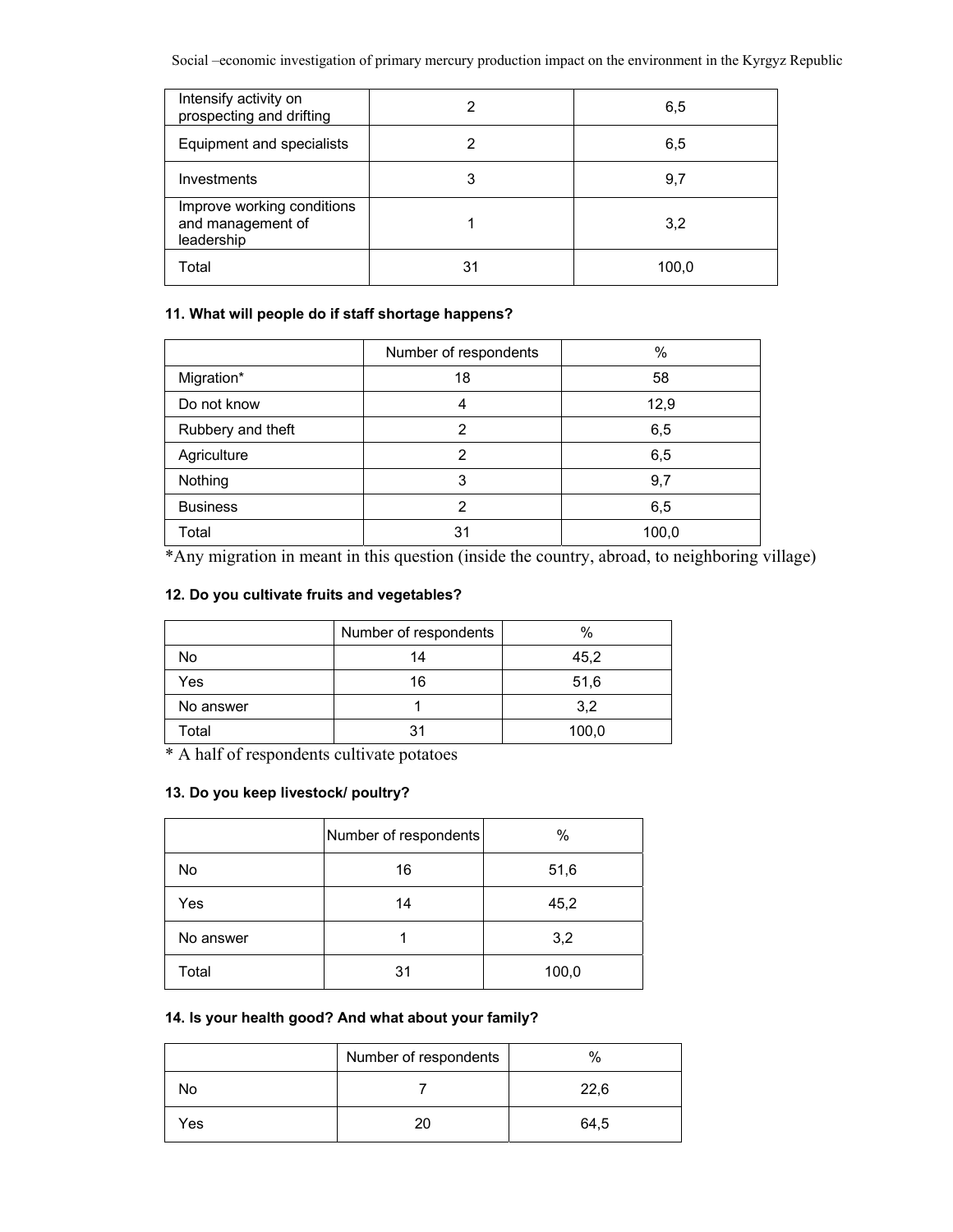| | | |
|---|---|---|
| Intensify activity on prospecting and drifting | 2 | 6,5 |
| Equipment and specialists | 2 | 6,5 |
| Investments | 3 | 9,7 |
| Improve working conditions and management of leadership | 1 | 3,2 |
| Total | 31 | 100,0 |

**11. What will people do if staff shortage happens?**

| | Number of respondents | % |
|---|---|---|
| Migration* | 18 | 58 |
| Do not know | 4 | 12,9 |
| Rubbery and theft | 2 | 6,5 |
| Agriculture | 2 | 6,5 |
| Nothing | 3 | 9,7 |
| Business | 2 | 6,5 |
| Total | 31 | 100,0 |

*Any migration in meant in this question (inside the country, abroad, to neighboring village)

**12. Do you cultivate fruits and vegetables?**

| | Number of respondents | % |
|---|---|---|
| No | 14 | 45,2 |
| Yes | 16 | 51,6 |
| No answer | 1 | 3,2 |
| Total | 31 | 100,0 |

* A half of respondents cultivate potatoes

**13. Do you keep livestock/ poultry?**

| | Number of respondents | % |
|---|---|---|
| No | 16 | 51,6 |
| Yes | 14 | 45,2 |
| No answer | 1 | 3,2 |
| Total | 31 | 100,0 |

**14. Is your health good? And what about your family?**

| | Number of respondents | % |
|---|---|---|
| No | 7 | 22,6 |
| Yes | 20 | 64,5 |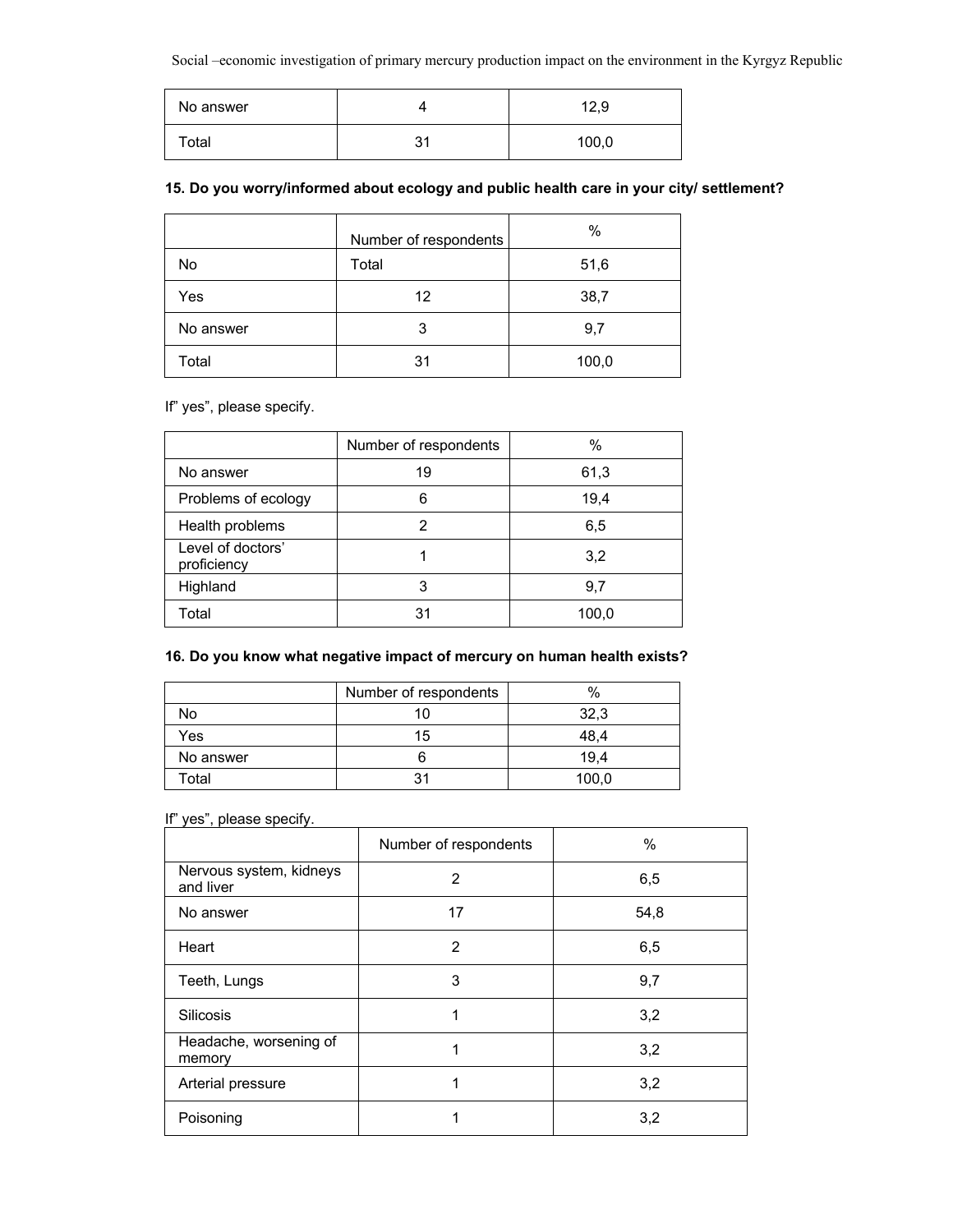| No answer | 4 | 12,9 |
|---|---|---|
| Total | 31 | 100,0 |

**15. Do you worry/informed about ecology and public health care in your city/ settlement?**

| | Number of respondents | % |
|---|---|---|
| No | Total | 51,6 |
| Yes | 12 | 38,7 |
| No answer | 3 | 9,7 |
| Total | 31 | 100,0 |

If" yes", please specify.

| | Number of respondents | % |
|---|---|---|
| No answer | 19 | 61,3 |
| Problems of ecology | 6 | 19,4 |
| Health problems | 2 | 6,5 |
| Level of doctors' proficiency | 1 | 3,2 |
| Highland | 3 | 9,7 |
| Total | 31 | 100,0 |

**16. Do you know what negative impact of mercury on human health exists?**

| | Number of respondents | % |
|---|---|---|
| No | 10 | 32,3 |
| Yes | 15 | 48,4 |
| No answer | 6 | 19,4 |
| Total | 31 | 100,0 |

If" yes", please specify.

| | Number of respondents | % |
|---|---|---|
| Nervous system, kidneys and liver | 2 | 6,5 |
| No answer | 17 | 54,8 |
| Heart | 2 | 6,5 |
| Teeth, Lungs | 3 | 9,7 |
| Silicosis | 1 | 3,2 |
| Headache, worsening of memory | 1 | 3,2 |
| Arterial pressure | 1 | 3,2 |
| Poisoning | 1 | 3,2 |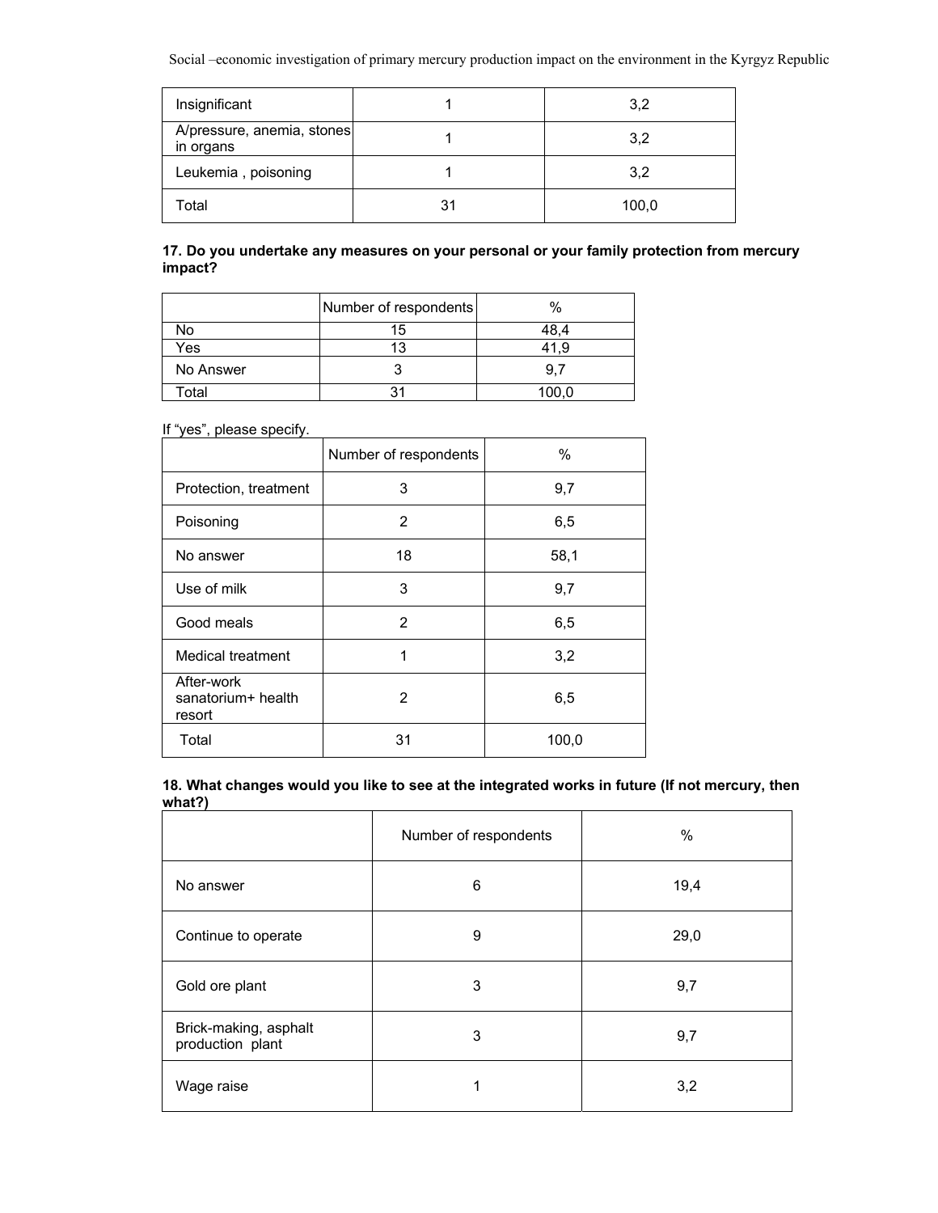| Insignificant | 1 | 3,2 |
|---|---|---|
| A/pressure, anemia, stones in organs | 1 | 3,2 |
| Leukemia , poisoning | 1 | 3,2 |
| Total | 31 | 100,0 |

**17. Do you undertake any measures on your personal or your family protection from mercury impact?**

| | Number of respondents | % |
|---|---|---|
| No | 15 | 48,4 |
| Yes | 13 | 41,9 |
| No Answer | 3 | 9,7 |
| Total | 31 | 100,0 |

If "yes", please specify.

| | Number of respondents | % |
|---|---|---|
| Protection, treatment | 3 | 9,7 |
| Poisoning | 2 | 6,5 |
| No answer | 18 | 58,1 |
| Use of milk | 3 | 9,7 |
| Good meals | 2 | 6,5 |
| Medical treatment | 1 | 3,2 |
| After-work sanatorium+ health resort | 2 | 6,5 |
| Total | 31 | 100,0 |

**18. What changes would you like to see at the integrated works in future (If not mercury, then what?)**

| | Number of respondents | % |
|---|---|---|
| No answer | 6 | 19,4 |
| Continue to operate | 9 | 29,0 |
| Gold ore plant | 3 | 9,7 |
| Brick-making, asphalt production plant | 3 | 9,7 |
| Wage raise | 1 | 3,2 |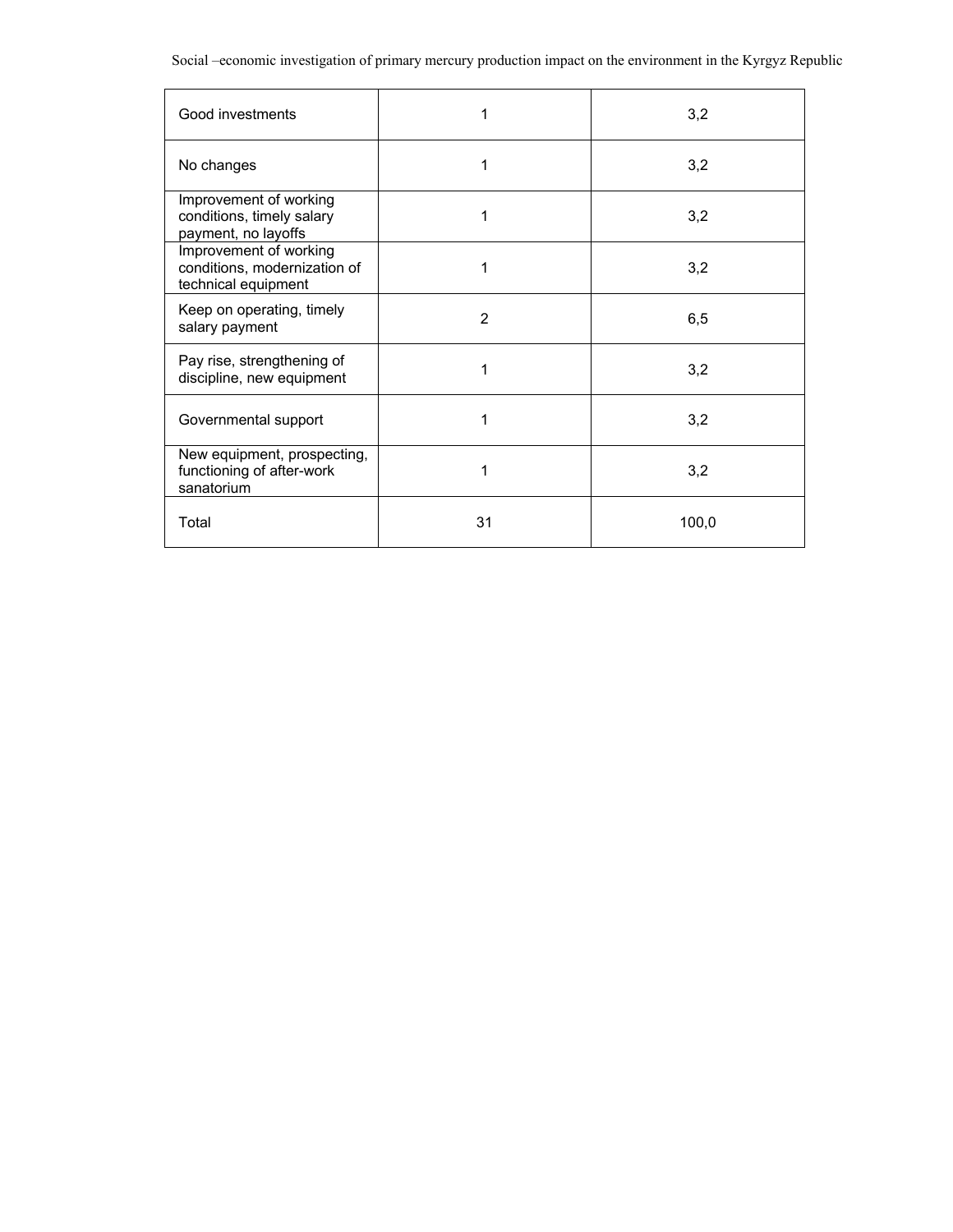| | | |
|---|---|---|
| Good investments | 1 | 3,2 |
| No changes | 1 | 3,2 |
| Improvement of working conditions, timely salary payment, no layoffs | 1 | 3,2 |
| Improvement of working conditions, modernization of technical equipment | 1 | 3,2 |
| Keep on operating, timely salary payment | 2 | 6,5 |
| Pay rise, strengthening of discipline, new equipment | 1 | 3,2 |
| Governmental support | 1 | 3,2 |
| New equipment, prospecting, functioning of after-work sanatorium | 1 | 3,2 |
| Total | 31 | 100,0 |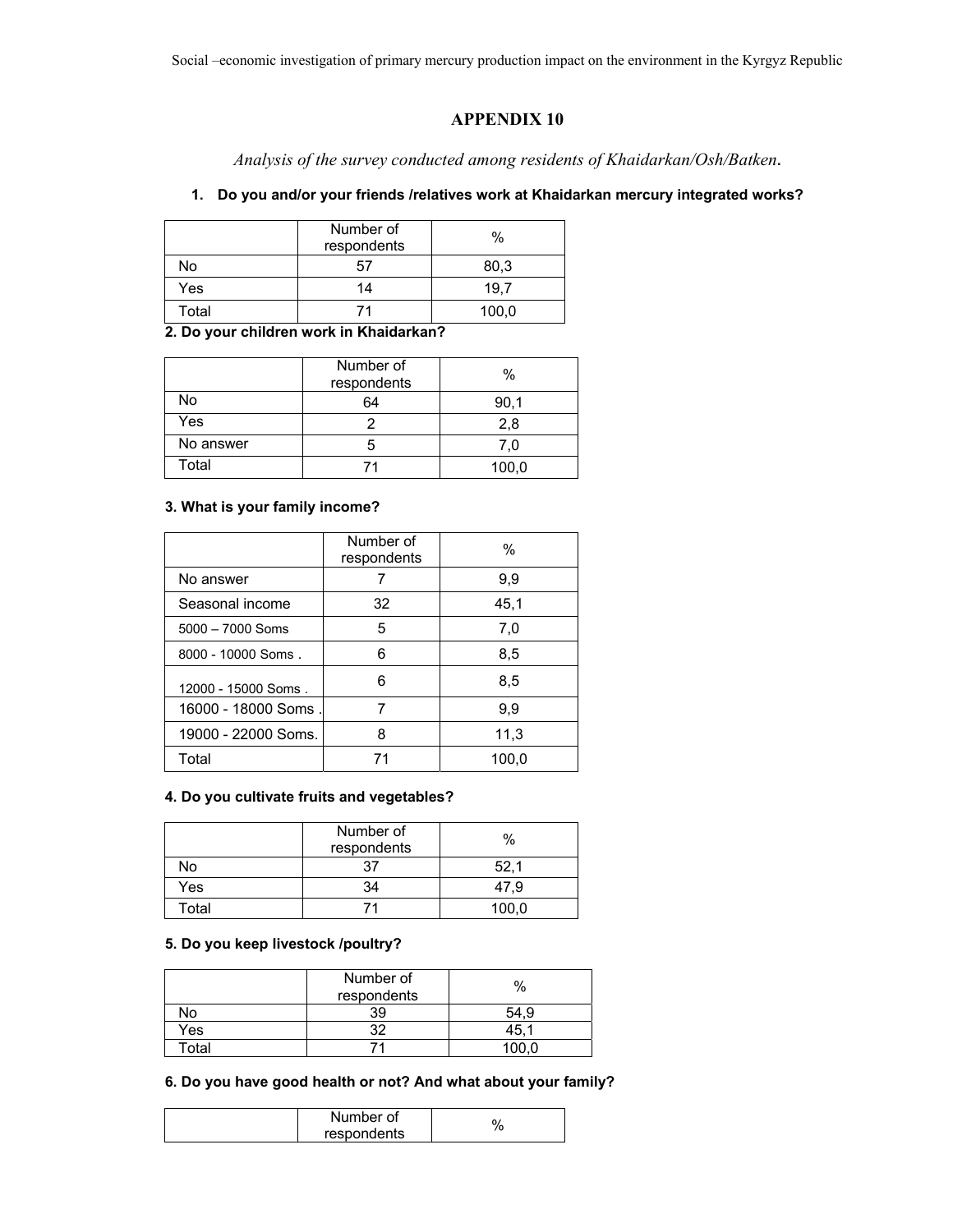## APPENDIX 10

*Analysis of the survey conducted among residents of Khaidarkan/Osh/Batken.*

### 1. Do you and/or your friends /relatives work at Khaidarkan mercury integrated works?

| | Number of respondents | % |
|---|---|---|
| No | 57 | 80,3 |
| Yes | 14 | 19,7 |
| Total | 71 | 100,0 |

### 2. Do your children work in Khaidarkan?

| | Number of respondents | % |
|---|---|---|
| No | 64 | 90,1 |
| Yes | 2 | 2,8 |
| No answer | 5 | 7,0 |
| Total | 71 | 100,0 |

### 3. What is your family income?

| | Number of respondents | % |
|---|---|---|
| No answer | 7 | 9,9 |
| Seasonal income | 32 | 45,1 |
| 5000 – 7000 Soms | 5 | 7,0 |
| 8000 - 10000 Soms . | 6 | 8,5 |
| 12000 - 15000 Soms . | 6 | 8,5 |
| 16000 - 18000 Soms . | 7 | 9,9 |
| 19000 - 22000 Soms. | 8 | 11,3 |
| Total | 71 | 100,0 |

### 4. Do you cultivate fruits and vegetables?

| | Number of respondents | % |
|---|---|---|
| No | 37 | 52,1 |
| Yes | 34 | 47,9 |
| Total | 71 | 100,0 |

### 5. Do you keep livestock /poultry?

| | Number of respondents | % |
|---|---|---|
| No | 39 | 54,9 |
| Yes | 32 | 45,1 |
| Total | 71 | 100,0 |

### 6. Do you have good health or not? And what about your family?

| | Number of respondents | % |
|---|---|---|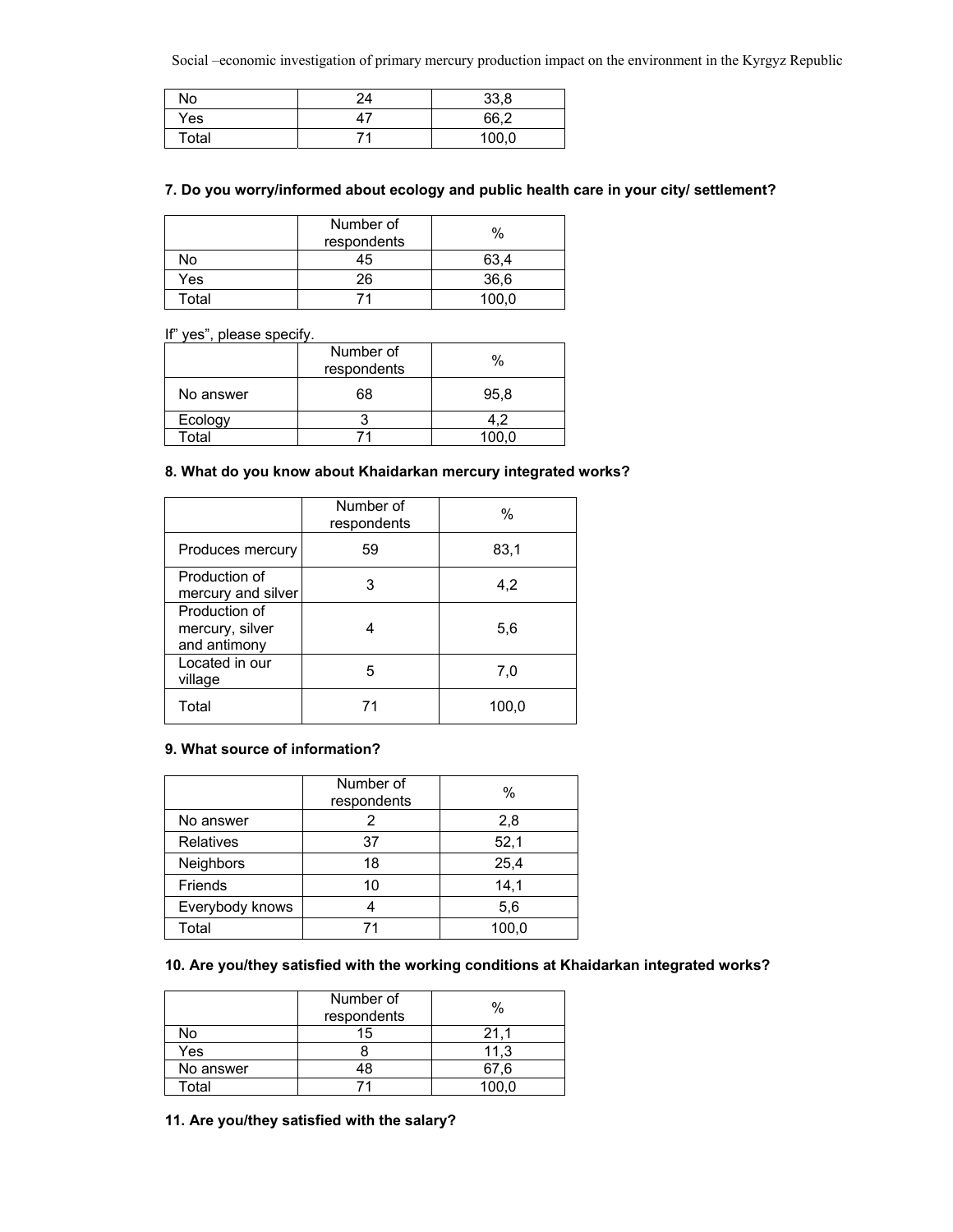| | | |
|---|---|---|
| No | 24 | 33,8 |
| Yes | 47 | 66,2 |
| Total | 71 | 100,0 |

**7. Do you worry/informed about ecology and public health care in your city/ settlement?**

| | Number of respondents | % |
|---|---|---|
| No | 45 | 63,4 |
| Yes | 26 | 36,6 |
| Total | 71 | 100,0 |

If" yes", please specify.

| | Number of respondents | % |
|---|---|---|
| No answer | 68 | 95,8 |
| Ecology | 3 | 4,2 |
| Total | 71 | 100,0 |

**8. What do you know about Khaidarkan mercury integrated works?**

| | Number of respondents | % |
|---|---|---|
| Produces mercury | 59 | 83,1 |
| Production of mercury and silver | 3 | 4,2 |
| Production of mercury, silver and antimony | 4 | 5,6 |
| Located in our village | 5 | 7,0 |
| Total | 71 | 100,0 |

**9. What source of information?**

| | Number of respondents | % |
|---|---|---|
| No answer | 2 | 2,8 |
| Relatives | 37 | 52,1 |
| Neighbors | 18 | 25,4 |
| Friends | 10 | 14,1 |
| Everybody knows | 4 | 5,6 |
| Total | 71 | 100,0 |

**10. Are you/they satisfied with the working conditions at Khaidarkan integrated works?**

| | Number of respondents | % |
|---|---|---|
| No | 15 | 21,1 |
| Yes | 8 | 11,3 |
| No answer | 48 | 67,6 |
| Total | 71 | 100,0 |

**11. Are you/they satisfied with the salary?**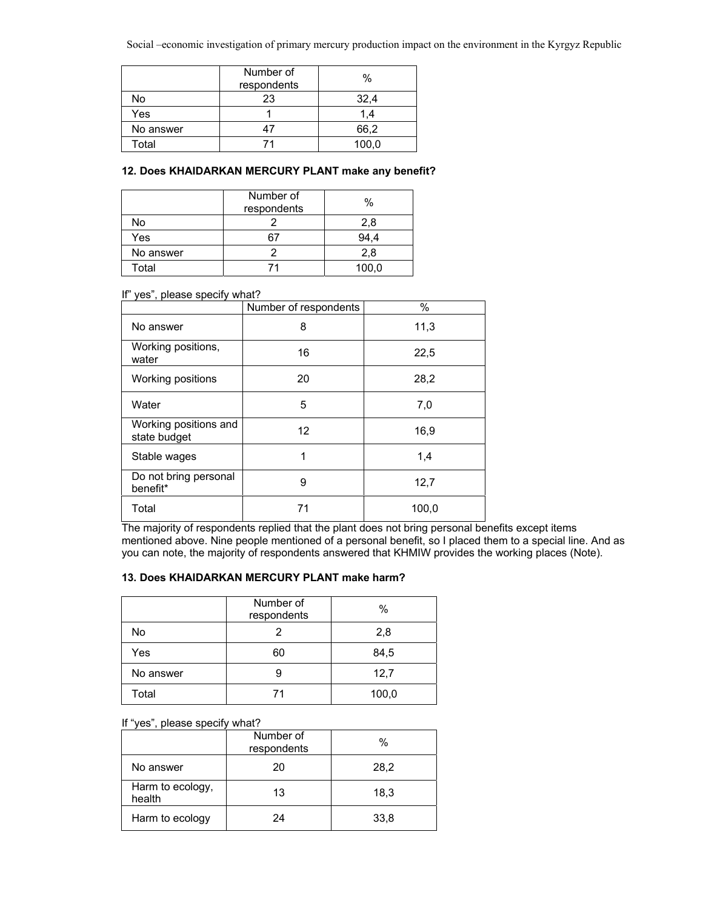| | Number of respondents | % |
|---|---|---|
| No | 23 | 32,4 |
| Yes | 1 | 1,4 |
| No answer | 47 | 66,2 |
| Total | 71 | 100,0 |

**12. Does KHAIDARKAN MERCURY PLANT make any benefit?**

| | Number of respondents | % |
|---|---|---|
| No | 2 | 2,8 |
| Yes | 67 | 94,4 |
| No answer | 2 | 2,8 |
| Total | 71 | 100,0 |

If" yes", please specify what?

| | Number of respondents | % |
|---|---|---|
| No answer | 8 | 11,3 |
| Working positions, water | 16 | 22,5 |
| Working positions | 20 | 28,2 |
| Water | 5 | 7,0 |
| Working positions and state budget | 12 | 16,9 |
| Stable wages | 1 | 1,4 |
| Do not bring personal benefit* | 9 | 12,7 |
| Total | 71 | 100,0 |

The majority of respondents replied that the plant does not bring personal benefits except items mentioned above. Nine people mentioned of a personal benefit, so I placed them to a special line. And as you can note, the majority of respondents answered that KHMIW provides the working places (Note).

**13. Does KHAIDARKAN MERCURY PLANT make harm?**

| | Number of respondents | % |
|---|---|---|
| No | 2 | 2,8 |
| Yes | 60 | 84,5 |
| No answer | 9 | 12,7 |
| Total | 71 | 100,0 |

If "yes", please specify what?

| | Number of respondents | % |
|---|---|---|
| No answer | 20 | 28,2 |
| Harm to ecology, health | 13 | 18,3 |
| Harm to ecology | 24 | 33,8 |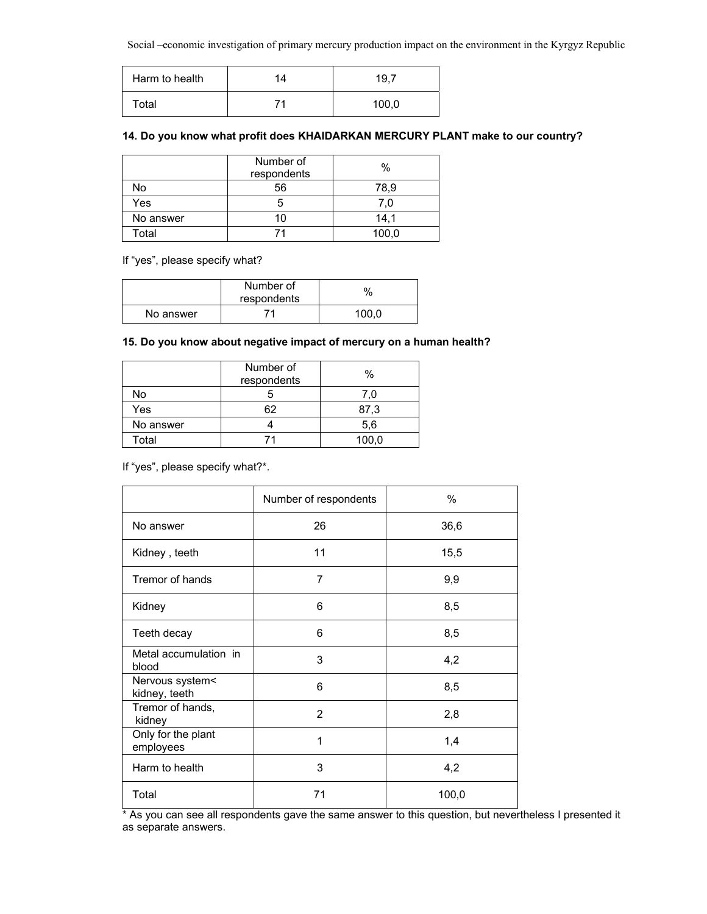| Harm to health | 14 | 19,7 |
| --- | --- | --- |
| Total | 71 | 100,0 |

**14. Do you know what profit does KHAIDARKAN MERCURY PLANT make to our country?**

| | Number of respondents | % |
| --- | --- | --- |
| No | 56 | 78,9 |
| Yes | 5 | 7,0 |
| No answer | 10 | 14,1 |
| Total | 71 | 100,0 |

If "yes", please specify what?

| | Number of respondents | % |
| --- | --- | --- |
| No answer | 71 | 100,0 |

**15. Do you know about negative impact of mercury on a human health?**

| | Number of respondents | % |
| --- | --- | --- |
| No | 5 | 7,0 |
| Yes | 62 | 87,3 |
| No answer | 4 | 5,6 |
| Total | 71 | 100,0 |

If "yes", please specify what?*.

| | Number of respondents | % |
| --- | --- | --- |
| No answer | 26 | 36,6 |
| Kidney , teeth | 11 | 15,5 |
| Tremor of hands | 7 | 9,9 |
| Kidney | 6 | 8,5 |
| Teeth decay | 6 | 8,5 |
| Metal accumulation in blood | 3 | 4,2 |
| Nervous system< kidney, teeth | 6 | 8,5 |
| Tremor of hands, kidney | 2 | 2,8 |
| Only for the plant employees | 1 | 1,4 |
| Harm to health | 3 | 4,2 |
| Total | 71 | 100,0 |

* As you can see all respondents gave the same answer to this question, but nevertheless I presented it as separate answers.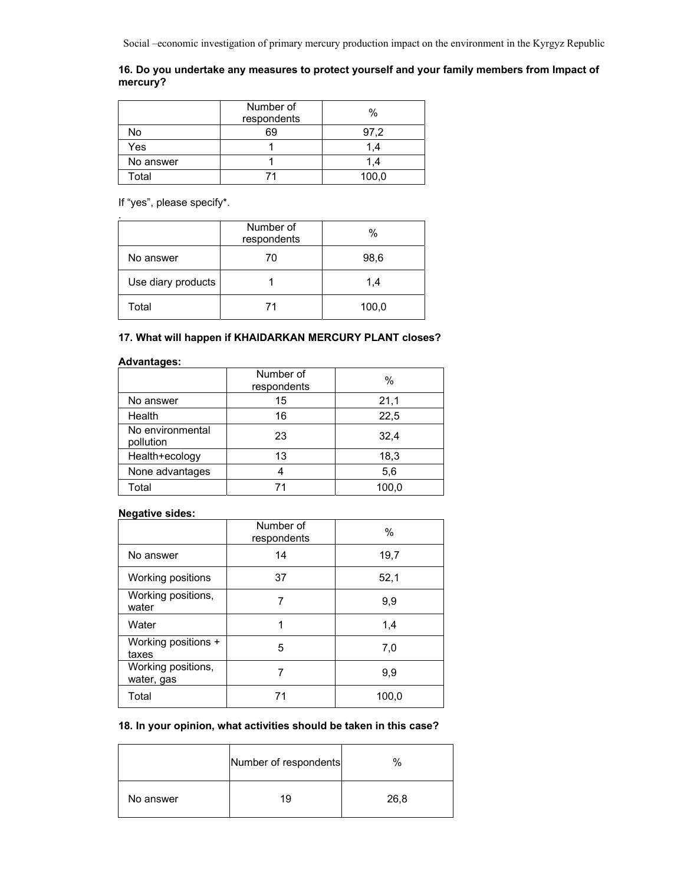**16. Do you undertake any measures to protect yourself and your family members from Impact of mercury?**

| | Number of respondents | % |
|---|---|---|
| No | 69 | 97,2 |
| Yes | 1 | 1,4 |
| No answer | 1 | 1,4 |
| Total | 71 | 100,0 |

If "yes", please specify*.

| | Number of respondents | % |
|---|---|---|
| No answer | 70 | 98,6 |
| Use diary products | 1 | 1,4 |
| Total | 71 | 100,0 |

**17. What will happen if KHAIDARKAN MERCURY PLANT closes?**

**Advantages:**

| | Number of respondents | % |
|---|---|---|
| No answer | 15 | 21,1 |
| Health | 16 | 22,5 |
| No environmental pollution | 23 | 32,4 |
| Health+ecology | 13 | 18,3 |
| None advantages | 4 | 5,6 |
| Total | 71 | 100,0 |

**Negative sides:**

| | Number of respondents | % |
|---|---|---|
| No answer | 14 | 19,7 |
| Working positions | 37 | 52,1 |
| Working positions, water | 7 | 9,9 |
| Water | 1 | 1,4 |
| Working positions + taxes | 5 | 7,0 |
| Working positions, water, gas | 7 | 9,9 |
| Total | 71 | 100,0 |

**18. In your opinion, what activities should be taken in this case?**

| | Number of respondents | % |
|---|---|---|
| No answer | 19 | 26,8 |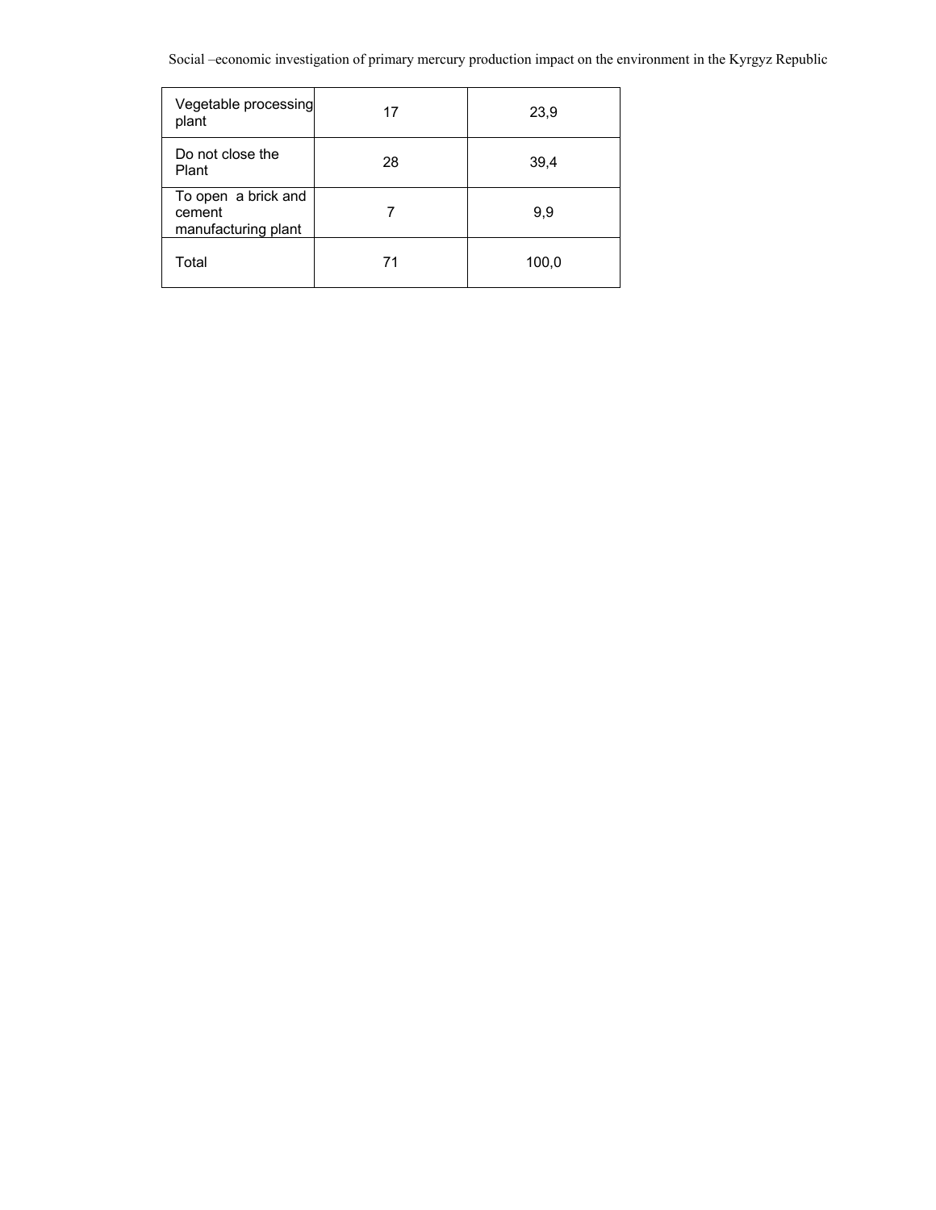| | | |
|---|---|---|
| Vegetable processing plant | 17 | 23,9 |
| Do not close the Plant | 28 | 39,4 |
| To open a brick and cement manufacturing plant | 7 | 9,9 |
| Total | 71 | 100,0 |